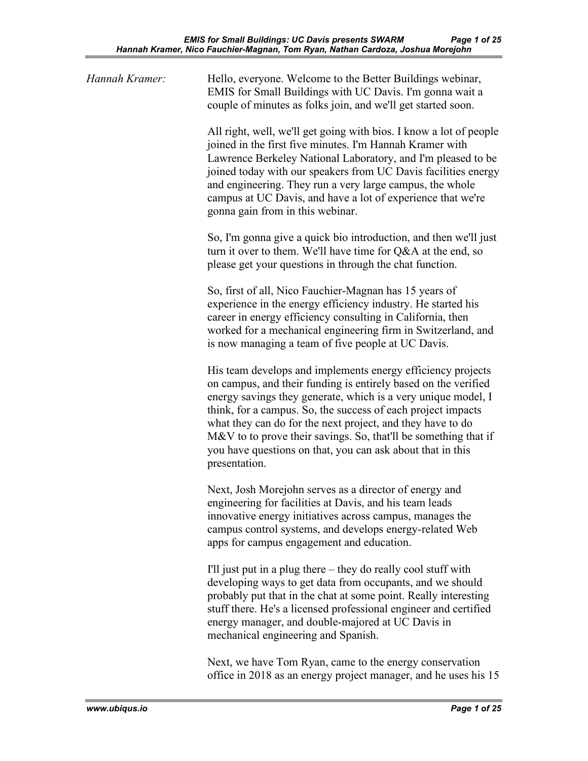*Hannah Kramer:* Hello, everyone. Welcome to the Better Buildings webinar, EMIS for Small Buildings with UC Davis. I'm gonna wait a couple of minutes as folks join, and we'll get started soon.

All right, well, we'll get going with bios. I know a lot of people joined in the first five minutes. I'm Hannah Kramer with Lawrence Berkeley National Laboratory, and I'm pleased to be joined today with our speakers from UC Davis facilities energy and engineering. They run a very large campus, the whole campus at UC Davis, and have a lot of experience that we're gonna gain from in this webinar.

So, I'm gonna give a quick bio introduction, and then we'll just turn it over to them. We'll have time for Q&A at the end, so please get your questions in through the chat function.

So, first of all, Nico Fauchier-Magnan has 15 years of experience in the energy efficiency industry. He started his career in energy efficiency consulting in California, then worked for a mechanical engineering firm in Switzerland, and is now managing a team of five people at UC Davis.

His team develops and implements energy efficiency projects on campus, and their funding is entirely based on the verified energy savings they generate, which is a very unique model, I think, for a campus. So, the success of each project impacts what they can do for the next project, and they have to do M&V to to prove their savings. So, that'll be something that if you have questions on that, you can ask about that in this presentation.

Next, Josh Morejohn serves as a director of energy and engineering for facilities at Davis, and his team leads innovative energy initiatives across campus, manages the campus control systems, and develops energy-related Web apps for campus engagement and education.

I'll just put in a plug there – they do really cool stuff with developing ways to get data from occupants, and we should probably put that in the chat at some point. Really interesting stuff there. He's a licensed professional engineer and certified energy manager, and double-majored at UC Davis in mechanical engineering and Spanish.

Next, we have Tom Ryan, came to the energy conservation office in 2018 as an energy project manager, and he uses his 15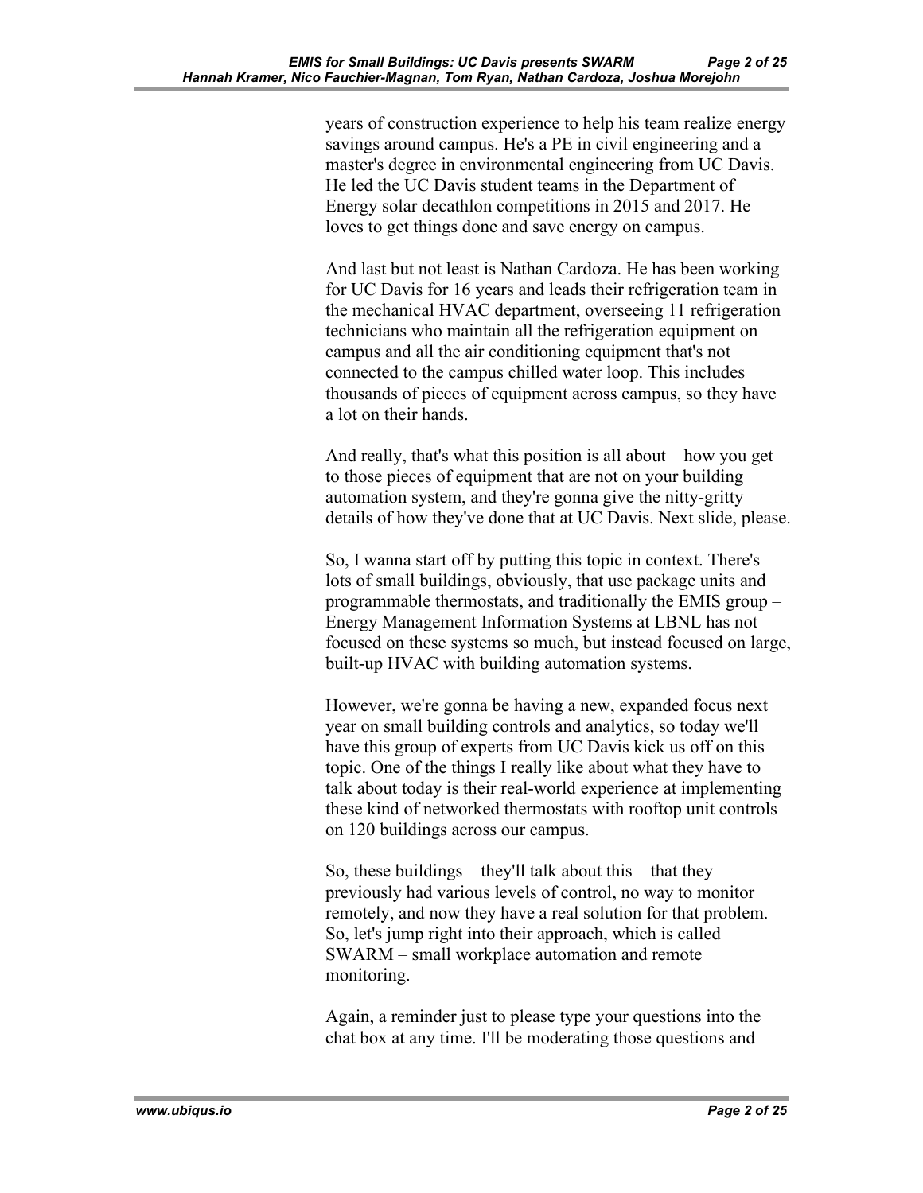years of construction experience to help his team realize energy savings around campus. He's a PE in civil engineering and a master's degree in environmental engineering from UC Davis. He led the UC Davis student teams in the Department of Energy solar decathlon competitions in 2015 and 2017. He loves to get things done and save energy on campus.

And last but not least is Nathan Cardoza. He has been working for UC Davis for 16 years and leads their refrigeration team in the mechanical HVAC department, overseeing 11 refrigeration technicians who maintain all the refrigeration equipment on campus and all the air conditioning equipment that's not connected to the campus chilled water loop. This includes thousands of pieces of equipment across campus, so they have a lot on their hands.

And really, that's what this position is all about – how you get to those pieces of equipment that are not on your building automation system, and they're gonna give the nitty-gritty details of how they've done that at UC Davis. Next slide, please.

So, I wanna start off by putting this topic in context. There's lots of small buildings, obviously, that use package units and programmable thermostats, and traditionally the EMIS group – Energy Management Information Systems at LBNL has not focused on these systems so much, but instead focused on large, built-up HVAC with building automation systems.

However, we're gonna be having a new, expanded focus next year on small building controls and analytics, so today we'll have this group of experts from UC Davis kick us off on this topic. One of the things I really like about what they have to talk about today is their real-world experience at implementing these kind of networked thermostats with rooftop unit controls on 120 buildings across our campus.

So, these buildings – they'll talk about this – that they previously had various levels of control, no way to monitor remotely, and now they have a real solution for that problem. So, let's jump right into their approach, which is called SWARM – small workplace automation and remote monitoring.

Again, a reminder just to please type your questions into the chat box at any time. I'll be moderating those questions and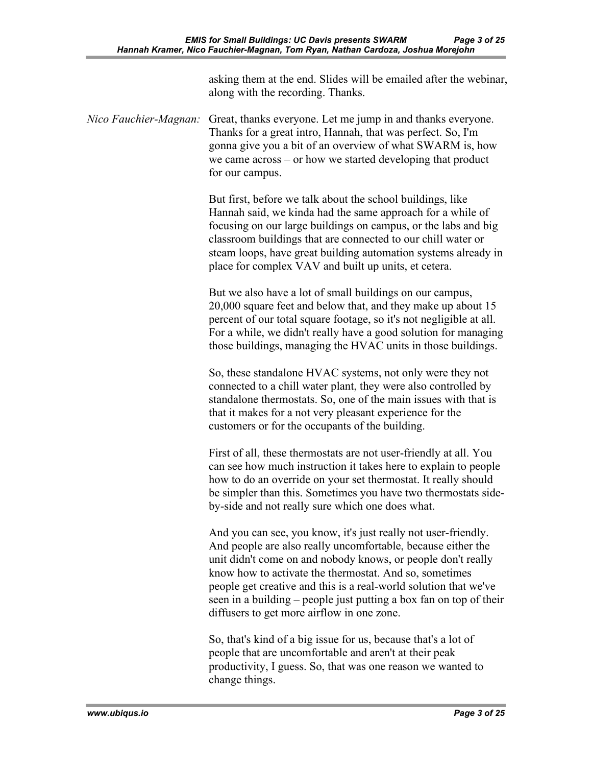asking them at the end. Slides will be emailed after the webinar, along with the recording. Thanks.

*Nico Fauchier-Magnan:* Great, thanks everyone. Let me jump in and thanks everyone. Thanks for a great intro, Hannah, that was perfect. So, I'm gonna give you a bit of an overview of what SWARM is, how we came across – or how we started developing that product for our campus.

But first, before we talk about the school buildings, like Hannah said, we kinda had the same approach for a while of focusing on our large buildings on campus, or the labs and big classroom buildings that are connected to our chill water or steam loops, have great building automation systems already in place for complex VAV and built up units, et cetera.

But we also have a lot of small buildings on our campus, 20,000 square feet and below that, and they make up about 15 percent of our total square footage, so it's not negligible at all. For a while, we didn't really have a good solution for managing those buildings, managing the HVAC units in those buildings.

So, these standalone HVAC systems, not only were they not connected to a chill water plant, they were also controlled by standalone thermostats. So, one of the main issues with that is that it makes for a not very pleasant experience for the customers or for the occupants of the building.

First of all, these thermostats are not user-friendly at all. You can see how much instruction it takes here to explain to people how to do an override on your set thermostat. It really should be simpler than this. Sometimes you have two thermostats side-by-side and not really sure which one does what.

And you can see, you know, it's just really not user-friendly. And people are also really uncomfortable, because either the unit didn't come on and nobody knows, or people don't really know how to activate the thermostat. And so, sometimes people get creative and this is a real-world solution that we've seen in a building – people just putting a box fan on top of their diffusers to get more airflow in one zone.

So, that's kind of a big issue for us, because that's a lot of people that are uncomfortable and aren't at their peak productivity, I guess. So, that was one reason we wanted to change things.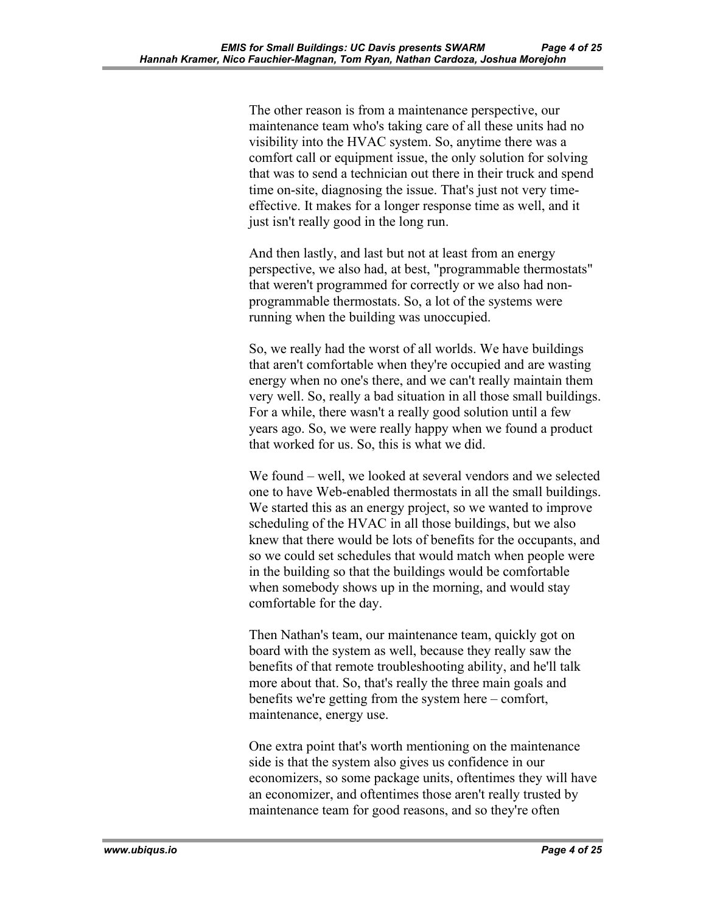The other reason is from a maintenance perspective, our maintenance team who's taking care of all these units had no visibility into the HVAC system. So, anytime there was a comfort call or equipment issue, the only solution for solving that was to send a technician out there in their truck and spend time on-site, diagnosing the issue. That's just not very time-effective. It makes for a longer response time as well, and it just isn't really good in the long run.

And then lastly, and last but not at least from an energy perspective, we also had, at best, "programmable thermostats" that weren't programmed for correctly or we also had non-programmable thermostats. So, a lot of the systems were running when the building was unoccupied.

So, we really had the worst of all worlds. We have buildings that aren't comfortable when they're occupied and are wasting energy when no one's there, and we can't really maintain them very well. So, really a bad situation in all those small buildings. For a while, there wasn't a really good solution until a few years ago. So, we were really happy when we found a product that worked for us. So, this is what we did.

We found – well, we looked at several vendors and we selected one to have Web-enabled thermostats in all the small buildings. We started this as an energy project, so we wanted to improve scheduling of the HVAC in all those buildings, but we also knew that there would be lots of benefits for the occupants, and so we could set schedules that would match when people were in the building so that the buildings would be comfortable when somebody shows up in the morning, and would stay comfortable for the day.

Then Nathan's team, our maintenance team, quickly got on board with the system as well, because they really saw the benefits of that remote troubleshooting ability, and he'll talk more about that. So, that's really the three main goals and benefits we're getting from the system here – comfort, maintenance, energy use.

One extra point that's worth mentioning on the maintenance side is that the system also gives us confidence in our economizers, so some package units, oftentimes they will have an economizer, and oftentimes those aren't really trusted by maintenance team for good reasons, and so they're often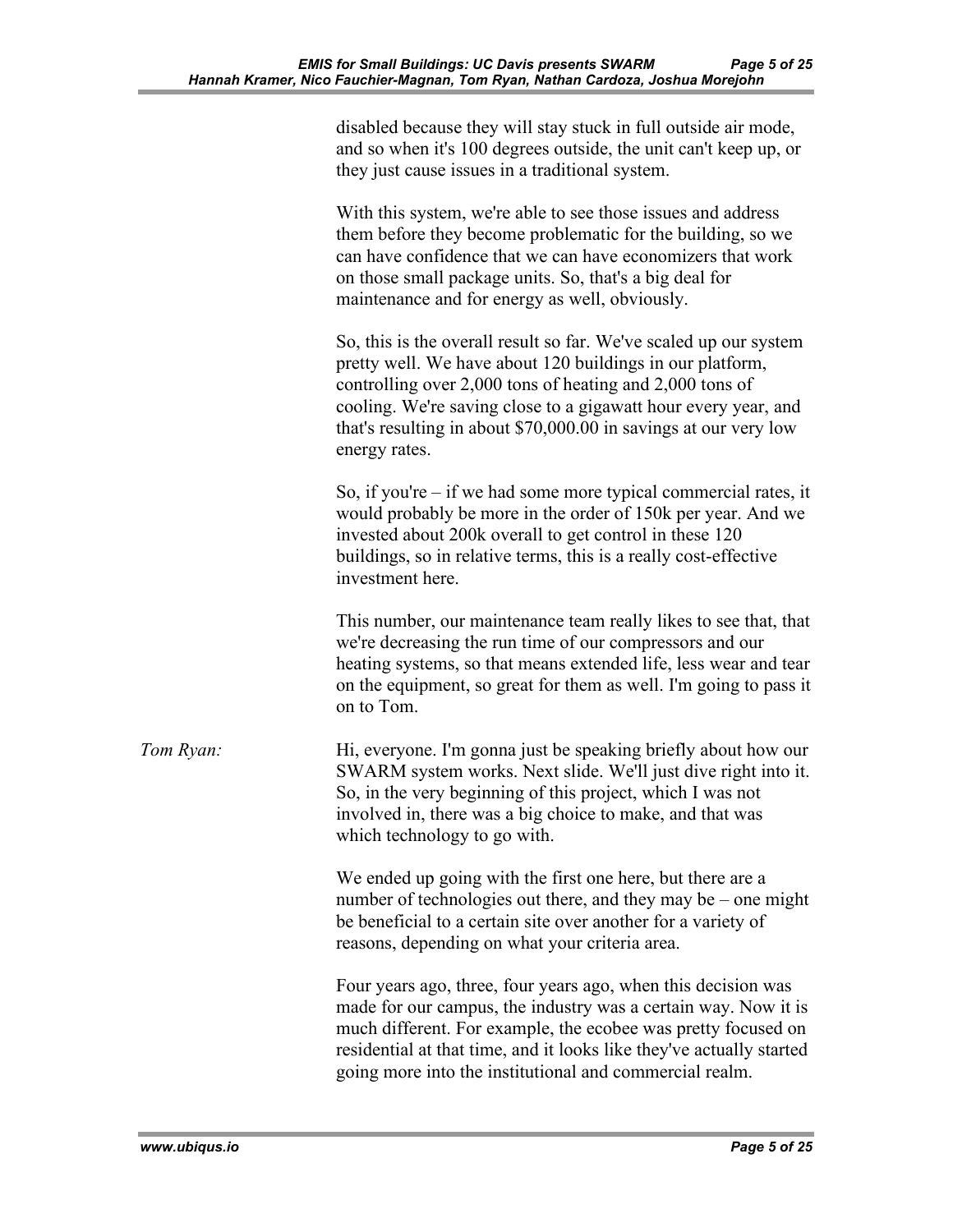disabled because they will stay stuck in full outside air mode, and so when it's 100 degrees outside, the unit can't keep up, or they just cause issues in a traditional system.

With this system, we're able to see those issues and address them before they become problematic for the building, so we can have confidence that we can have economizers that work on those small package units. So, that's a big deal for maintenance and for energy as well, obviously.

So, this is the overall result so far. We've scaled up our system pretty well. We have about 120 buildings in our platform, controlling over 2,000 tons of heating and 2,000 tons of cooling. We're saving close to a gigawatt hour every year, and that's resulting in about $70,000.00 in savings at our very low energy rates.

So, if you're – if we had some more typical commercial rates, it would probably be more in the order of 150k per year. And we invested about 200k overall to get control in these 120 buildings, so in relative terms, this is a really cost-effective investment here.

This number, our maintenance team really likes to see that, that we're decreasing the run time of our compressors and our heating systems, so that means extended life, less wear and tear on the equipment, so great for them as well. I'm going to pass it on to Tom.

*Tom Ryan:* Hi, everyone. I'm gonna just be speaking briefly about how our SWARM system works. Next slide. We'll just dive right into it. So, in the very beginning of this project, which I was not involved in, there was a big choice to make, and that was which technology to go with.

We ended up going with the first one here, but there are a number of technologies out there, and they may be – one might be beneficial to a certain site over another for a variety of reasons, depending on what your criteria area.

Four years ago, three, four years ago, when this decision was made for our campus, the industry was a certain way. Now it is much different. For example, the ecobee was pretty focused on residential at that time, and it looks like they've actually started going more into the institutional and commercial realm.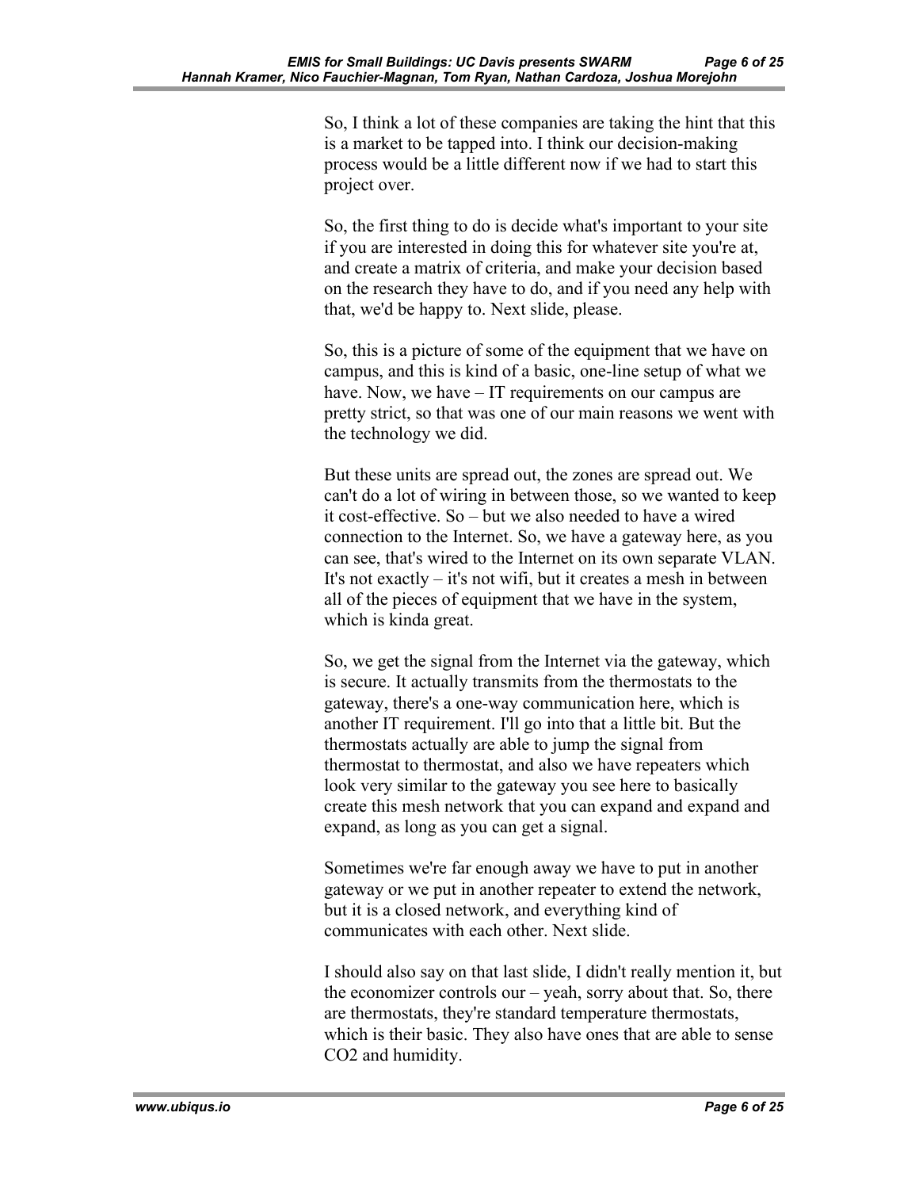So, I think a lot of these companies are taking the hint that this is a market to be tapped into. I think our decision-making process would be a little different now if we had to start this project over.

So, the first thing to do is decide what's important to your site if you are interested in doing this for whatever site you're at, and create a matrix of criteria, and make your decision based on the research they have to do, and if you need any help with that, we'd be happy to. Next slide, please.

So, this is a picture of some of the equipment that we have on campus, and this is kind of a basic, one-line setup of what we have. Now, we have – IT requirements on our campus are pretty strict, so that was one of our main reasons we went with the technology we did.

But these units are spread out, the zones are spread out. We can't do a lot of wiring in between those, so we wanted to keep it cost-effective. So – but we also needed to have a wired connection to the Internet. So, we have a gateway here, as you can see, that's wired to the Internet on its own separate VLAN. It's not exactly – it's not wifi, but it creates a mesh in between all of the pieces of equipment that we have in the system, which is kinda great.

So, we get the signal from the Internet via the gateway, which is secure. It actually transmits from the thermostats to the gateway, there's a one-way communication here, which is another IT requirement. I'll go into that a little bit. But the thermostats actually are able to jump the signal from thermostat to thermostat, and also we have repeaters which look very similar to the gateway you see here to basically create this mesh network that you can expand and expand and expand, as long as you can get a signal.

Sometimes we're far enough away we have to put in another gateway or we put in another repeater to extend the network, but it is a closed network, and everything kind of communicates with each other. Next slide.

I should also say on that last slide, I didn't really mention it, but the economizer controls our – yeah, sorry about that. So, there are thermostats, they're standard temperature thermostats, which is their basic. They also have ones that are able to sense $CO_2$ and humidity.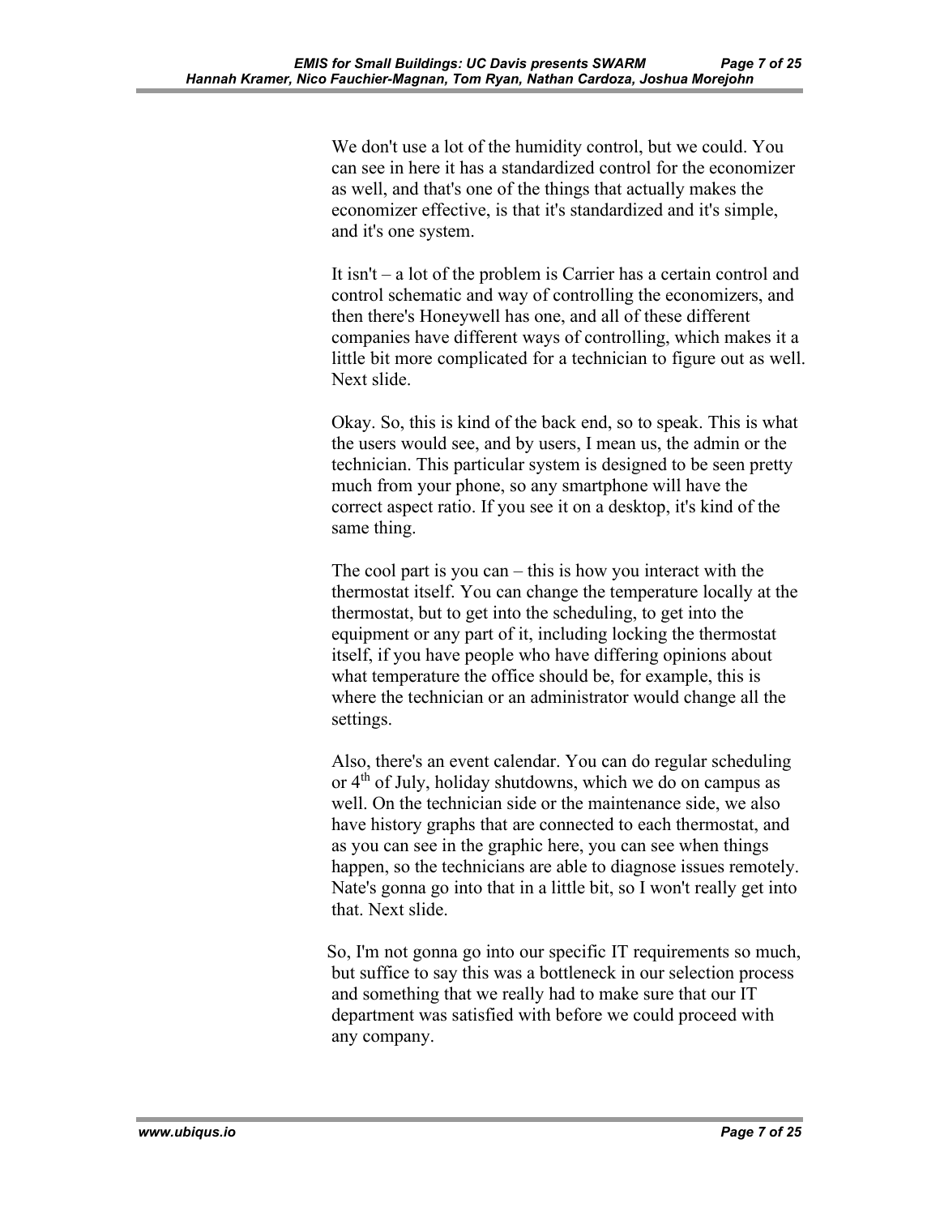We don't use a lot of the humidity control, but we could. You can see in here it has a standardized control for the economizer as well, and that's one of the things that actually makes the economizer effective, is that it's standardized and it's simple, and it's one system.

It isn't – a lot of the problem is Carrier has a certain control and control schematic and way of controlling the economizers, and then there's Honeywell has one, and all of these different companies have different ways of controlling, which makes it a little bit more complicated for a technician to figure out as well. Next slide.

Okay. So, this is kind of the back end, so to speak. This is what the users would see, and by users, I mean us, the admin or the technician. This particular system is designed to be seen pretty much from your phone, so any smartphone will have the correct aspect ratio. If you see it on a desktop, it's kind of the same thing.

The cool part is you can – this is how you interact with the thermostat itself. You can change the temperature locally at the thermostat, but to get into the scheduling, to get into the equipment or any part of it, including locking the thermostat itself, if you have people who have differing opinions about what temperature the office should be, for example, this is where the technician or an administrator would change all the settings.

Also, there's an event calendar. You can do regular scheduling or 4th of July, holiday shutdowns, which we do on campus as well. On the technician side or the maintenance side, we also have history graphs that are connected to each thermostat, and as you can see in the graphic here, you can see when things happen, so the technicians are able to diagnose issues remotely. Nate's gonna go into that in a little bit, so I won't really get into that. Next slide.

So, I'm not gonna go into our specific IT requirements so much, but suffice to say this was a bottleneck in our selection process and something that we really had to make sure that our IT department was satisfied with before we could proceed with any company.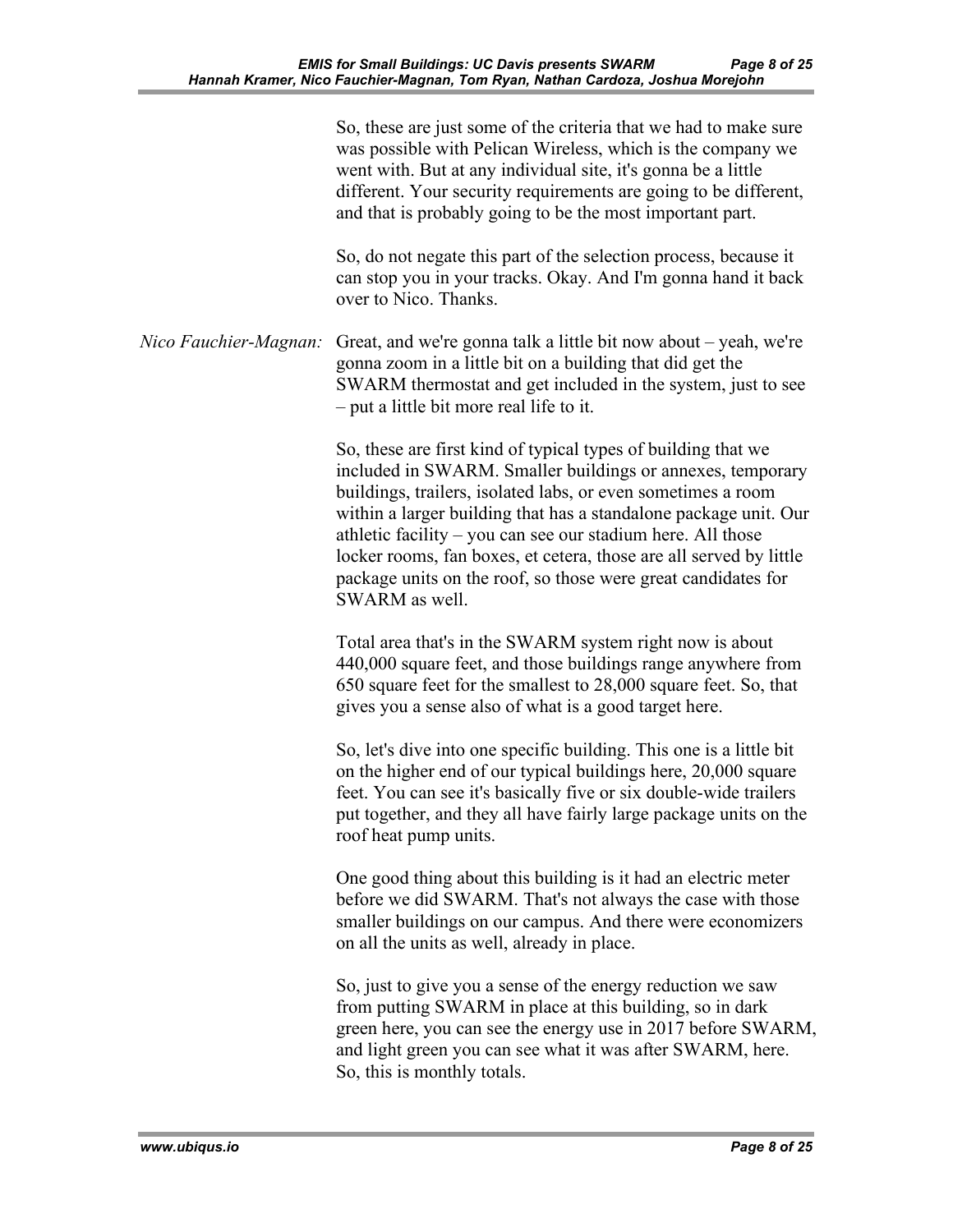So, these are just some of the criteria that we had to make sure was possible with Pelican Wireless, which is the company we went with. But at any individual site, it's gonna be a little different. Your security requirements are going to be different, and that is probably going to be the most important part.

So, do not negate this part of the selection process, because it can stop you in your tracks. Okay. And I'm gonna hand it back over to Nico. Thanks.

*Nico Fauchier-Magnan:* Great, and we're gonna talk a little bit now about – yeah, we're gonna zoom in a little bit on a building that did get the SWARM thermostat and get included in the system, just to see – put a little bit more real life to it.

So, these are first kind of typical types of building that we included in SWARM. Smaller buildings or annexes, temporary buildings, trailers, isolated labs, or even sometimes a room within a larger building that has a standalone package unit. Our athletic facility – you can see our stadium here. All those locker rooms, fan boxes, et cetera, those are all served by little package units on the roof, so those were great candidates for SWARM as well.

Total area that's in the SWARM system right now is about 440,000 square feet, and those buildings range anywhere from 650 square feet for the smallest to 28,000 square feet. So, that gives you a sense also of what is a good target here.

So, let's dive into one specific building. This one is a little bit on the higher end of our typical buildings here, 20,000 square feet. You can see it's basically five or six double-wide trailers put together, and they all have fairly large package units on the roof heat pump units.

One good thing about this building is it had an electric meter before we did SWARM. That's not always the case with those smaller buildings on our campus. And there were economizers on all the units as well, already in place.

So, just to give you a sense of the energy reduction we saw from putting SWARM in place at this building, so in dark green here, you can see the energy use in 2017 before SWARM, and light green you can see what it was after SWARM, here. So, this is monthly totals.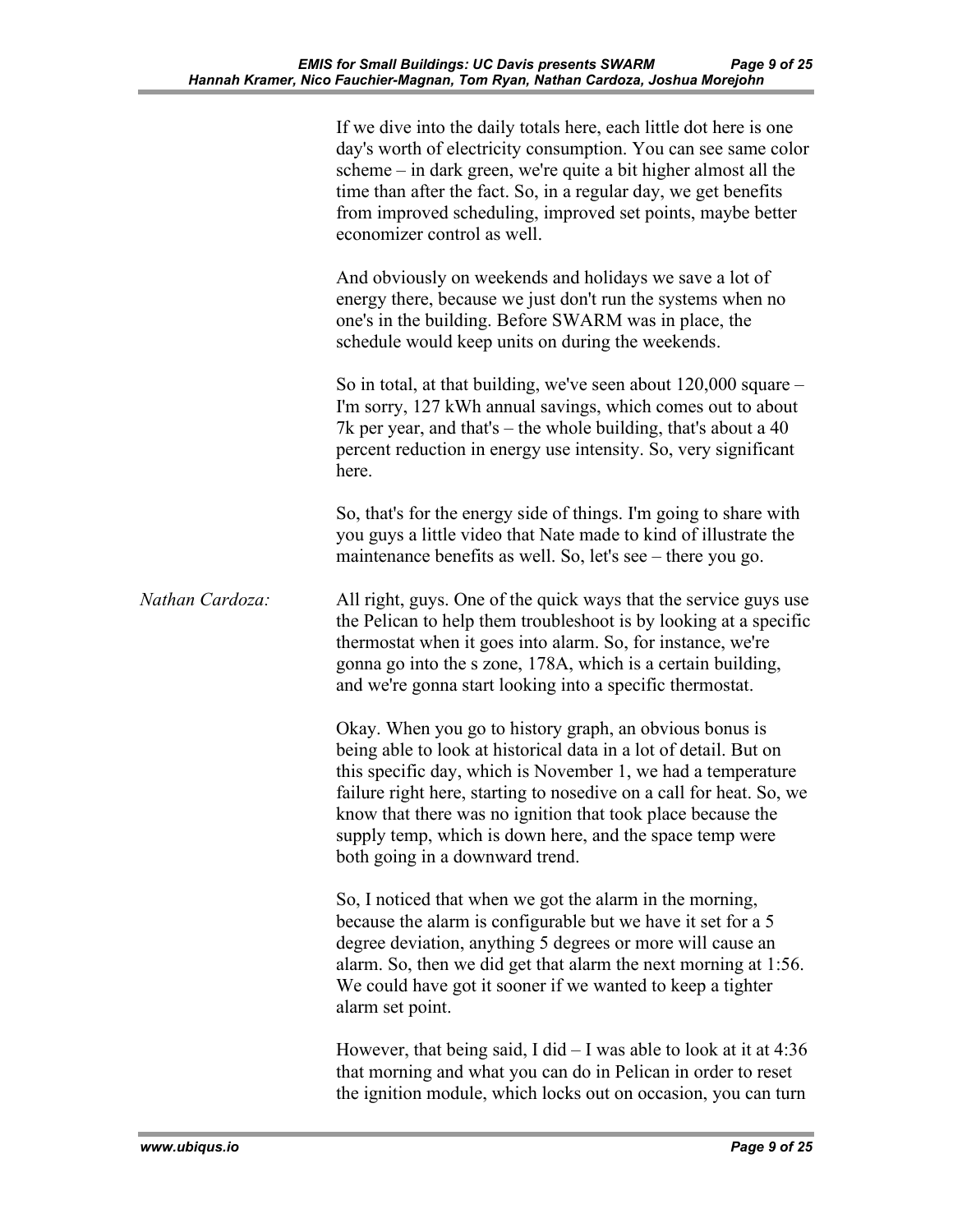If we dive into the daily totals here, each little dot here is one day's worth of electricity consumption. You can see same color scheme – in dark green, we're quite a bit higher almost all the time than after the fact. So, in a regular day, we get benefits from improved scheduling, improved set points, maybe better economizer control as well.

And obviously on weekends and holidays we save a lot of energy there, because we just don't run the systems when no one's in the building. Before SWARM was in place, the schedule would keep units on during the weekends.

So in total, at that building, we've seen about 120,000 square – I'm sorry, 127 kWh annual savings, which comes out to about 7k per year, and that's – the whole building, that's about a 40 percent reduction in energy use intensity. So, very significant here.

So, that's for the energy side of things. I'm going to share with you guys a little video that Nate made to kind of illustrate the maintenance benefits as well. So, let's see – there you go.

*Nathan Cardoza:* All right, guys. One of the quick ways that the service guys use the Pelican to help them troubleshoot is by looking at a specific thermostat when it goes into alarm. So, for instance, we're gonna go into the s zone, 178A, which is a certain building, and we're gonna start looking into a specific thermostat.

Okay. When you go to history graph, an obvious bonus is being able to look at historical data in a lot of detail. But on this specific day, which is November 1, we had a temperature failure right here, starting to nosedive on a call for heat. So, we know that there was no ignition that took place because the supply temp, which is down here, and the space temp were both going in a downward trend.

So, I noticed that when we got the alarm in the morning, because the alarm is configurable but we have it set for a 5 degree deviation, anything 5 degrees or more will cause an alarm. So, then we did get that alarm the next morning at 1:56. We could have got it sooner if we wanted to keep a tighter alarm set point.

However, that being said, I did – I was able to look at it at 4:36 that morning and what you can do in Pelican in order to reset the ignition module, which locks out on occasion, you can turn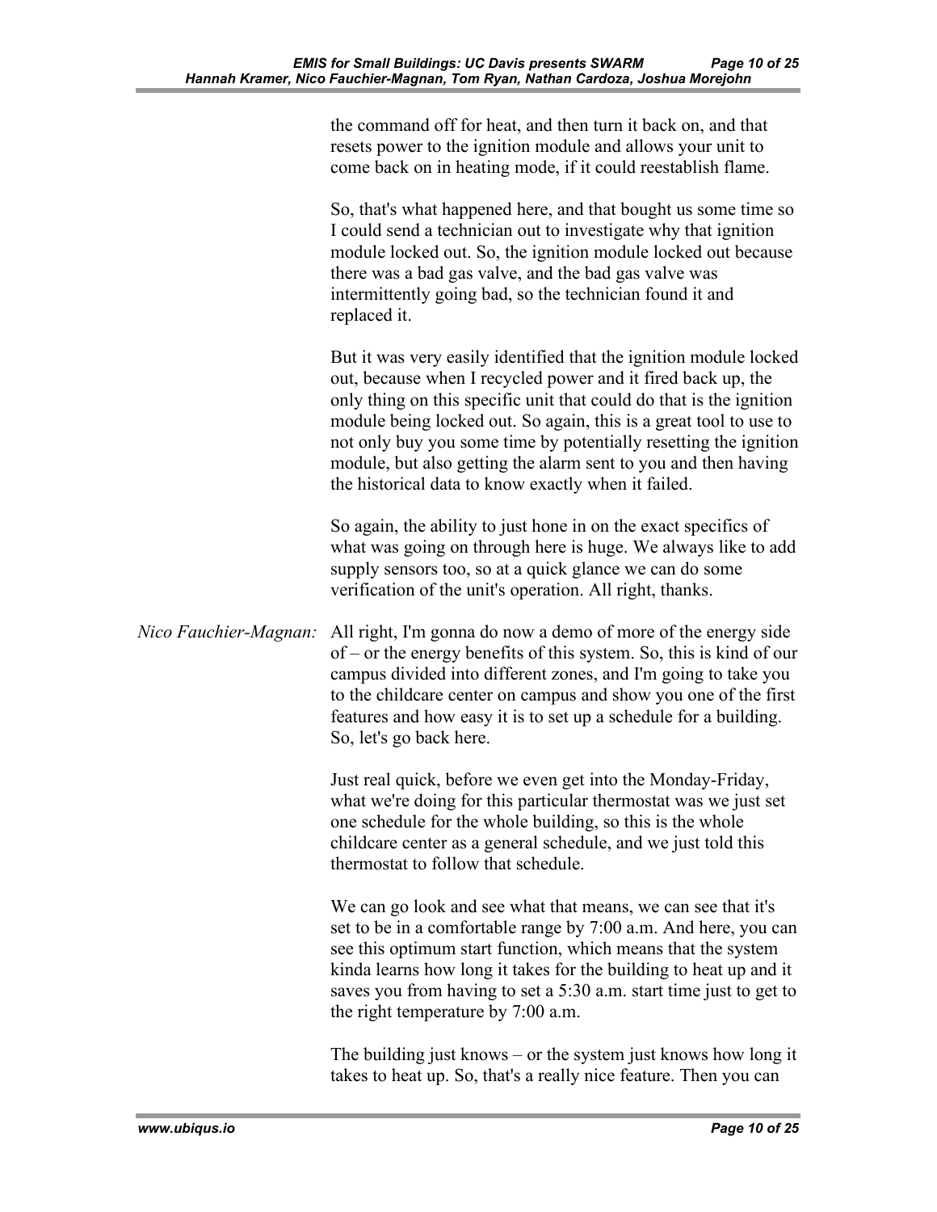the command off for heat, and then turn it back on, and that resets power to the ignition module and allows your unit to come back on in heating mode, if it could reestablish flame.

So, that's what happened here, and that bought us some time so I could send a technician out to investigate why that ignition module locked out. So, the ignition module locked out because there was a bad gas valve, and the bad gas valve was intermittently going bad, so the technician found it and replaced it.

But it was very easily identified that the ignition module locked out, because when I recycled power and it fired back up, the only thing on this specific unit that could do that is the ignition module being locked out. So again, this is a great tool to use to not only buy you some time by potentially resetting the ignition module, but also getting the alarm sent to you and then having the historical data to know exactly when it failed.

So again, the ability to just hone in on the exact specifics of what was going on through here is huge. We always like to add supply sensors too, so at a quick glance we can do some verification of the unit's operation. All right, thanks.

*Nico Fauchier-Magnan:* All right, I'm gonna do now a demo of more of the energy side of – or the energy benefits of this system. So, this is kind of our campus divided into different zones, and I'm going to take you to the childcare center on campus and show you one of the first features and how easy it is to set up a schedule for a building. So, let's go back here.

Just real quick, before we even get into the Monday-Friday, what we're doing for this particular thermostat was we just set one schedule for the whole building, so this is the whole childcare center as a general schedule, and we just told this thermostat to follow that schedule.

We can go look and see what that means, we can see that it's set to be in a comfortable range by 7:00 a.m. And here, you can see this optimum start function, which means that the system kinda learns how long it takes for the building to heat up and it saves you from having to set a 5:30 a.m. start time just to get to the right temperature by 7:00 a.m.

The building just knows – or the system just knows how long it takes to heat up. So, that's a really nice feature. Then you can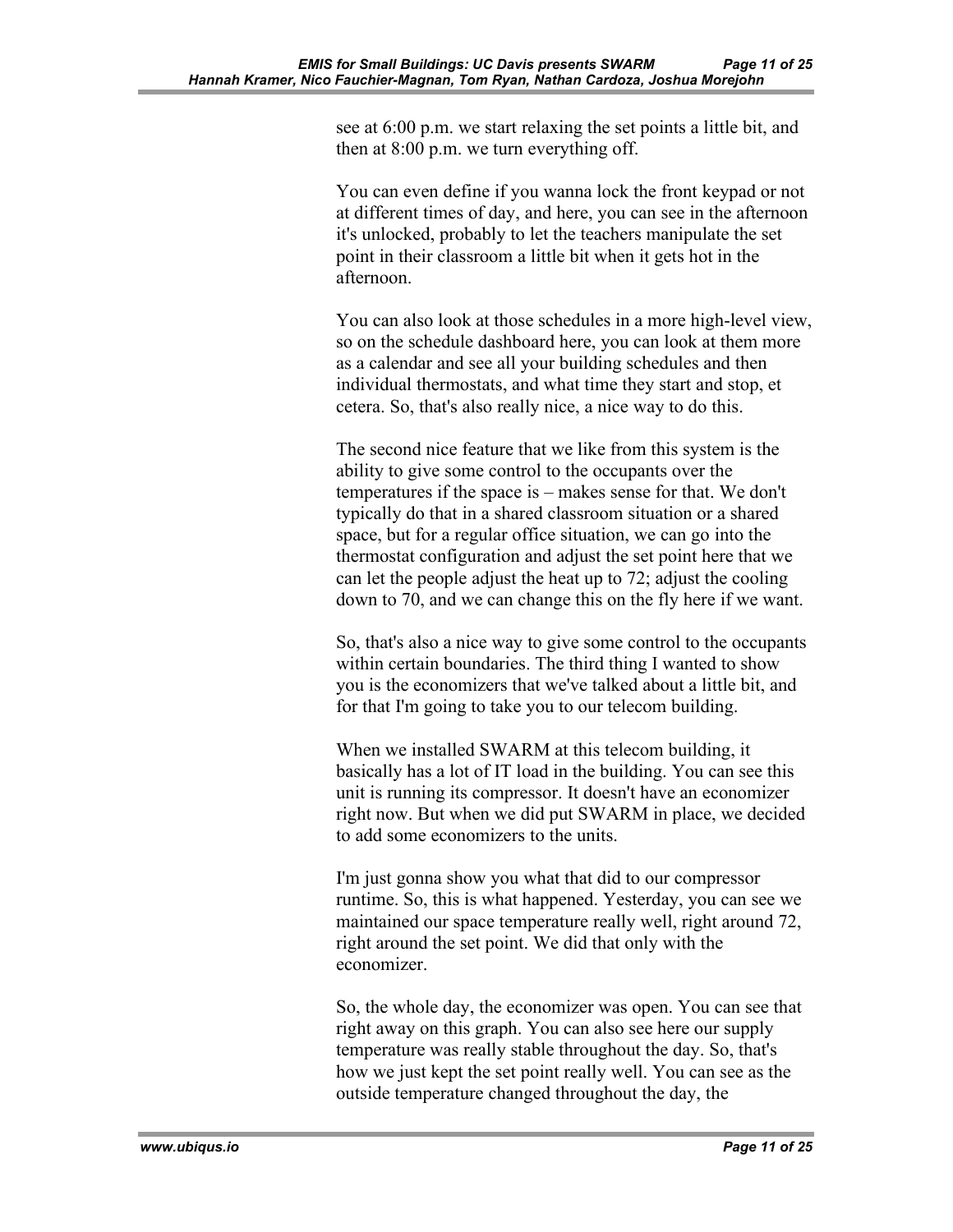see at 6:00 p.m. we start relaxing the set points a little bit, and then at 8:00 p.m. we turn everything off.

You can even define if you wanna lock the front keypad or not at different times of day, and here, you can see in the afternoon it's unlocked, probably to let the teachers manipulate the set point in their classroom a little bit when it gets hot in the afternoon.

You can also look at those schedules in a more high-level view, so on the schedule dashboard here, you can look at them more as a calendar and see all your building schedules and then individual thermostats, and what time they start and stop, et cetera. So, that's also really nice, a nice way to do this.

The second nice feature that we like from this system is the ability to give some control to the occupants over the temperatures if the space is – makes sense for that. We don't typically do that in a shared classroom situation or a shared space, but for a regular office situation, we can go into the thermostat configuration and adjust the set point here that we can let the people adjust the heat up to 72; adjust the cooling down to 70, and we can change this on the fly here if we want.

So, that's also a nice way to give some control to the occupants within certain boundaries. The third thing I wanted to show you is the economizers that we've talked about a little bit, and for that I'm going to take you to our telecom building.

When we installed SWARM at this telecom building, it basically has a lot of IT load in the building. You can see this unit is running its compressor. It doesn't have an economizer right now. But when we did put SWARM in place, we decided to add some economizers to the units.

I'm just gonna show you what that did to our compressor runtime. So, this is what happened. Yesterday, you can see we maintained our space temperature really well, right around 72, right around the set point. We did that only with the economizer.

So, the whole day, the economizer was open. You can see that right away on this graph. You can also see here our supply temperature was really stable throughout the day. So, that's how we just kept the set point really well. You can see as the outside temperature changed throughout the day, the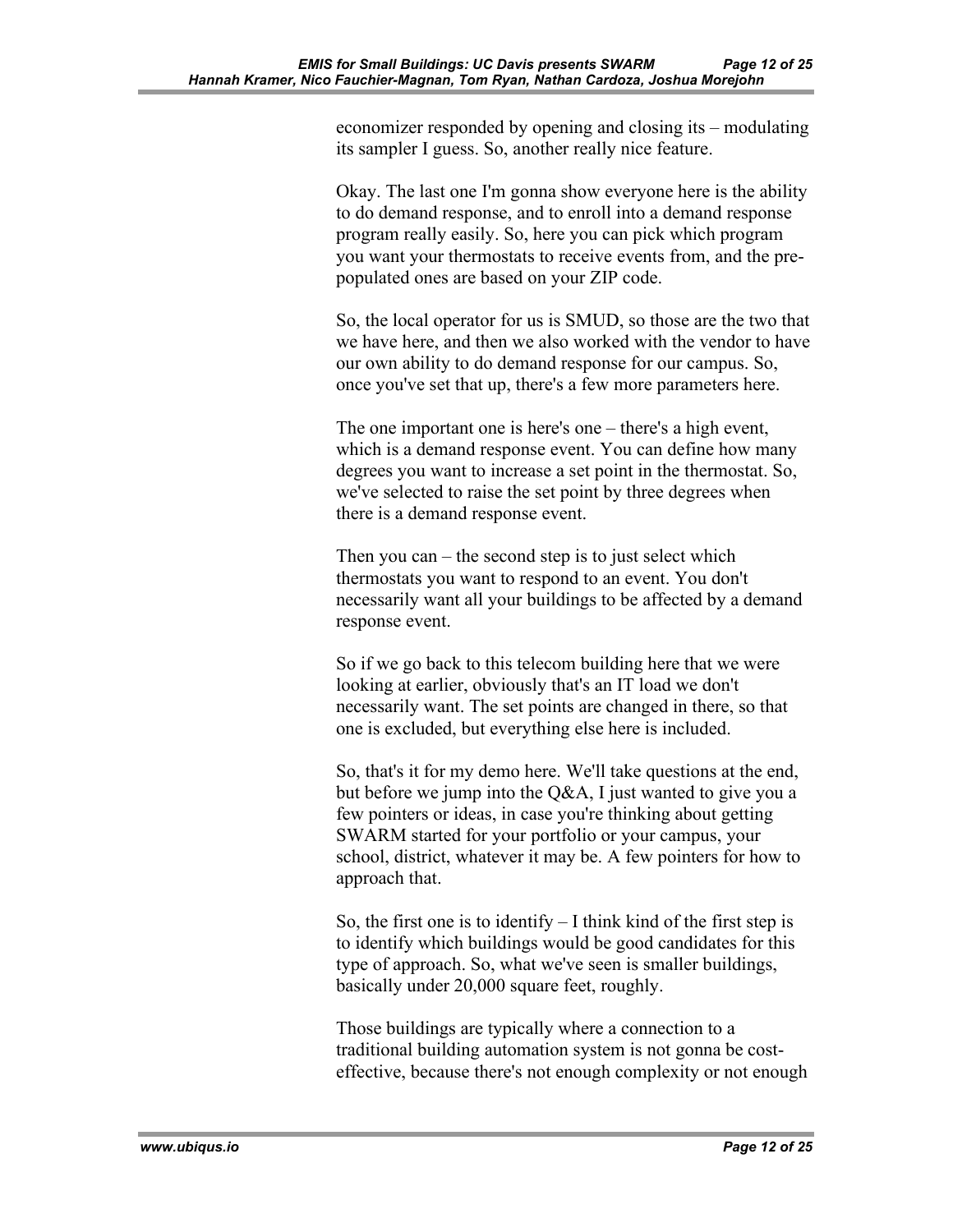economizer responded by opening and closing its – modulating its sampler I guess. So, another really nice feature.

Okay. The last one I'm gonna show everyone here is the ability to do demand response, and to enroll into a demand response program really easily. So, here you can pick which program you want your thermostats to receive events from, and the pre-populated ones are based on your ZIP code.

So, the local operator for us is SMUD, so those are the two that we have here, and then we also worked with the vendor to have our own ability to do demand response for our campus. So, once you've set that up, there's a few more parameters here.

The one important one is here's one – there's a high event, which is a demand response event. You can define how many degrees you want to increase a set point in the thermostat. So, we've selected to raise the set point by three degrees when there is a demand response event.

Then you can – the second step is to just select which thermostats you want to respond to an event. You don't necessarily want all your buildings to be affected by a demand response event.

So if we go back to this telecom building here that we were looking at earlier, obviously that's an IT load we don't necessarily want. The set points are changed in there, so that one is excluded, but everything else here is included.

So, that's it for my demo here. We'll take questions at the end, but before we jump into the Q&A, I just wanted to give you a few pointers or ideas, in case you're thinking about getting SWARM started for your portfolio or your campus, your school, district, whatever it may be. A few pointers for how to approach that.

So, the first one is to identify – I think kind of the first step is to identify which buildings would be good candidates for this type of approach. So, what we've seen is smaller buildings, basically under 20,000 square feet, roughly.

Those buildings are typically where a connection to a traditional building automation system is not gonna be cost-effective, because there's not enough complexity or not enough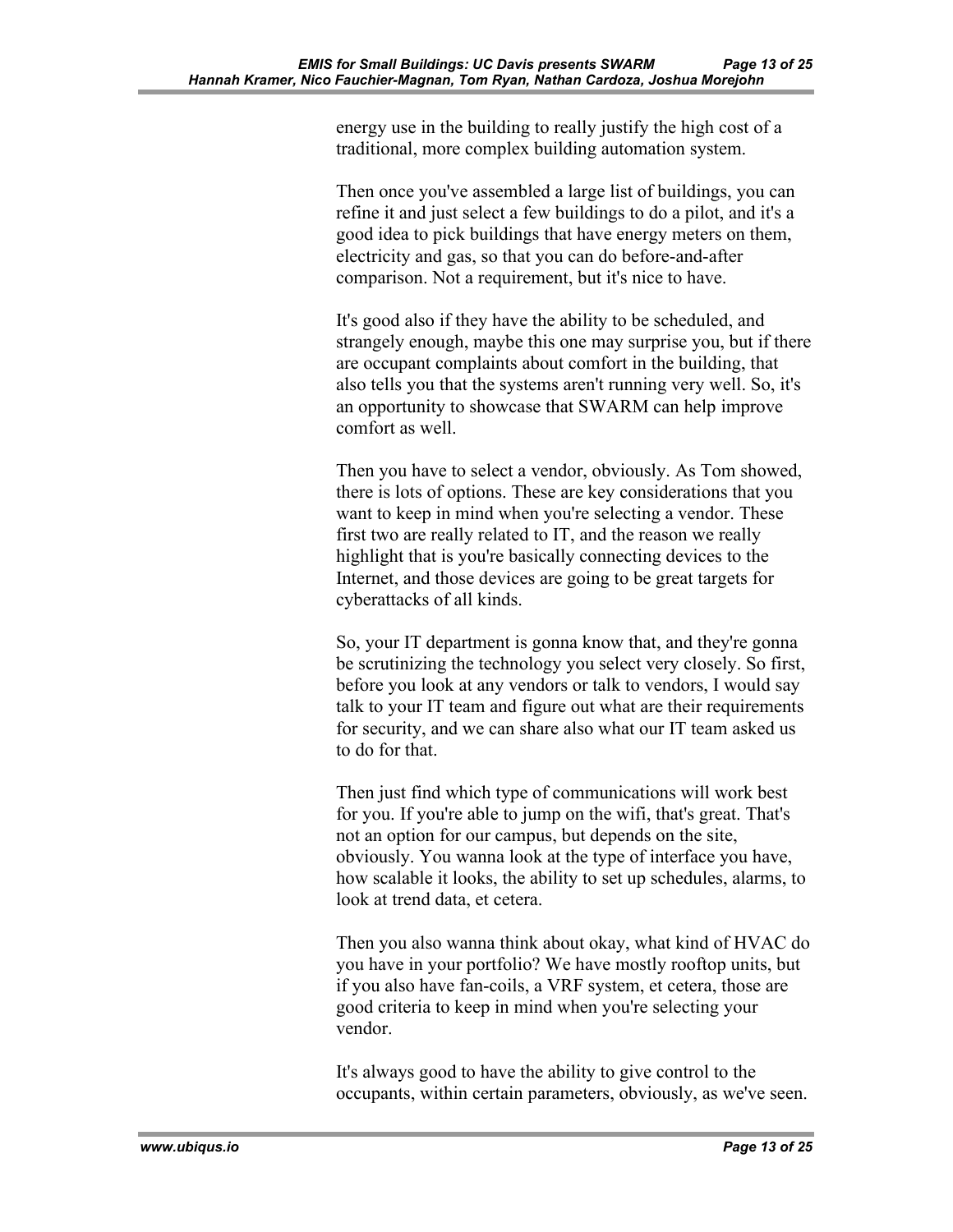energy use in the building to really justify the high cost of a traditional, more complex building automation system.

Then once you've assembled a large list of buildings, you can refine it and just select a few buildings to do a pilot, and it's a good idea to pick buildings that have energy meters on them, electricity and gas, so that you can do before-and-after comparison. Not a requirement, but it's nice to have.

It's good also if they have the ability to be scheduled, and strangely enough, maybe this one may surprise you, but if there are occupant complaints about comfort in the building, that also tells you that the systems aren't running very well. So, it's an opportunity to showcase that SWARM can help improve comfort as well.

Then you have to select a vendor, obviously. As Tom showed, there is lots of options. These are key considerations that you want to keep in mind when you're selecting a vendor. These first two are really related to IT, and the reason we really highlight that is you're basically connecting devices to the Internet, and those devices are going to be great targets for cyberattacks of all kinds.

So, your IT department is gonna know that, and they're gonna be scrutinizing the technology you select very closely. So first, before you look at any vendors or talk to vendors, I would say talk to your IT team and figure out what are their requirements for security, and we can share also what our IT team asked us to do for that.

Then just find which type of communications will work best for you. If you're able to jump on the wifi, that's great. That's not an option for our campus, but depends on the site, obviously. You wanna look at the type of interface you have, how scalable it looks, the ability to set up schedules, alarms, to look at trend data, et cetera.

Then you also wanna think about okay, what kind of HVAC do you have in your portfolio? We have mostly rooftop units, but if you also have fan-coils, a VRF system, et cetera, those are good criteria to keep in mind when you're selecting your vendor.

It's always good to have the ability to give control to the occupants, within certain parameters, obviously, as we've seen.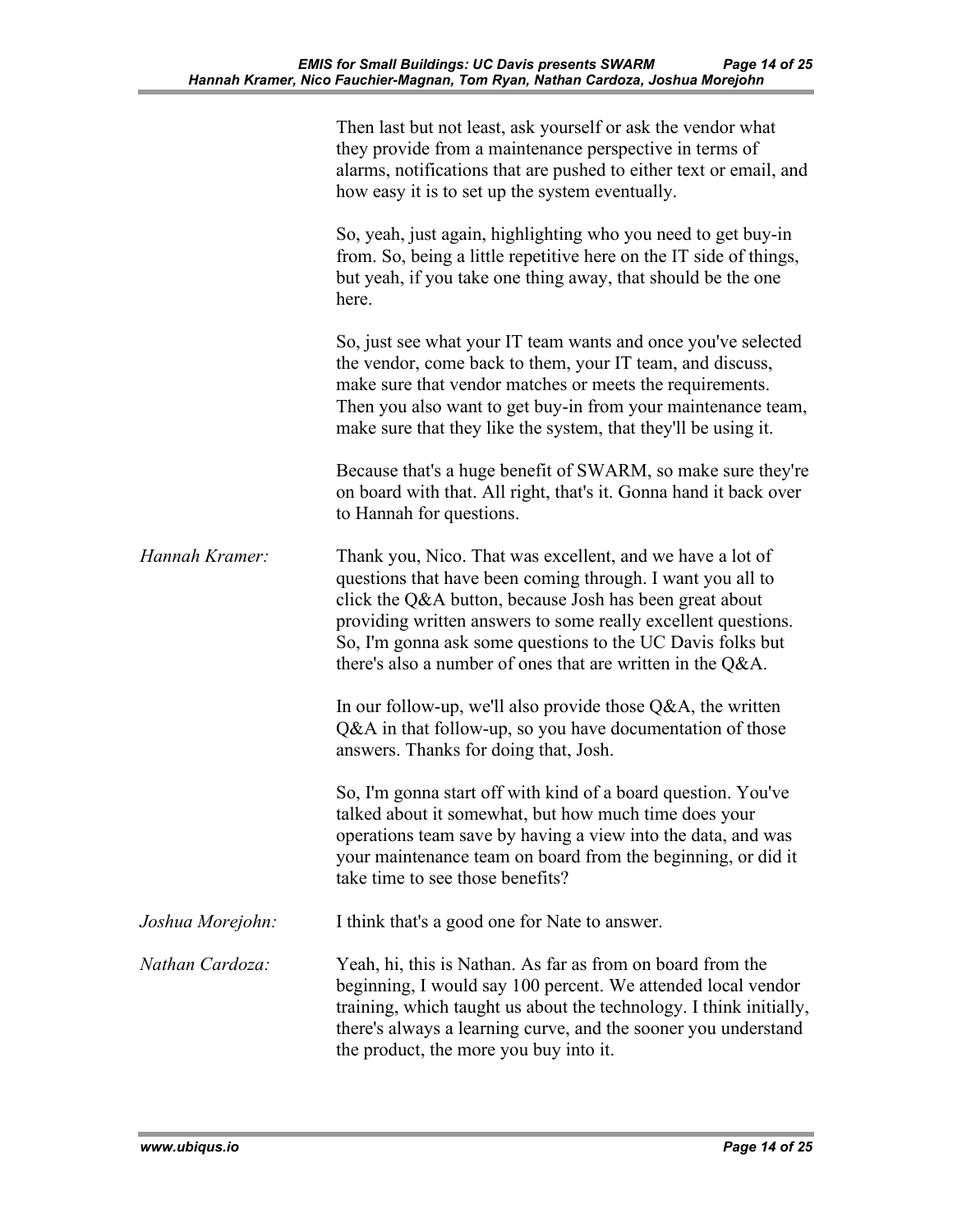Then last but not least, ask yourself or ask the vendor what they provide from a maintenance perspective in terms of alarms, notifications that are pushed to either text or email, and how easy it is to set up the system eventually.

So, yeah, just again, highlighting who you need to get buy-in from. So, being a little repetitive here on the IT side of things, but yeah, if you take one thing away, that should be the one here.

So, just see what your IT team wants and once you've selected the vendor, come back to them, your IT team, and discuss, make sure that vendor matches or meets the requirements. Then you also want to get buy-in from your maintenance team, make sure that they like the system, that they'll be using it.

Because that's a huge benefit of SWARM, so make sure they're on board with that. All right, that's it. Gonna hand it back over to Hannah for questions.

*Hannah Kramer:* Thank you, Nico. That was excellent, and we have a lot of questions that have been coming through. I want you all to click the Q&A button, because Josh has been great about providing written answers to some really excellent questions. So, I'm gonna ask some questions to the UC Davis folks but there's also a number of ones that are written in the Q&A.

In our follow-up, we'll also provide those Q&A, the written Q&A in that follow-up, so you have documentation of those answers. Thanks for doing that, Josh.

So, I'm gonna start off with kind of a board question. You've talked about it somewhat, but how much time does your operations team save by having a view into the data, and was your maintenance team on board from the beginning, or did it take time to see those benefits?

*Joshua Morejohn:* I think that's a good one for Nate to answer.

*Nathan Cardoza:* Yeah, hi, this is Nathan. As far as from on board from the beginning, I would say 100 percent. We attended local vendor training, which taught us about the technology. I think initially, there's always a learning curve, and the sooner you understand the product, the more you buy into it.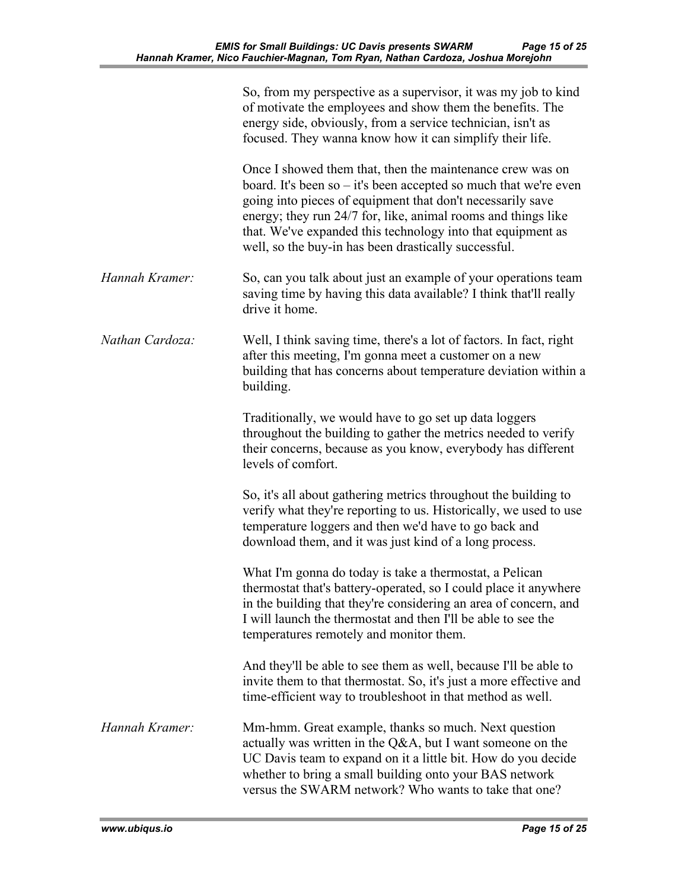So, from my perspective as a supervisor, it was my job to kind of motivate the employees and show them the benefits. The energy side, obviously, from a service technician, isn't as focused. They wanna know how it can simplify their life.

Once I showed them that, then the maintenance crew was on board. It's been so – it's been accepted so much that we're even going into pieces of equipment that don't necessarily save energy; they run 24/7 for, like, animal rooms and things like that. We've expanded this technology into that equipment as well, so the buy-in has been drastically successful.

*Hannah Kramer:* So, can you talk about just an example of your operations team saving time by having this data available? I think that'll really drive it home.

*Nathan Cardoza:* Well, I think saving time, there's a lot of factors. In fact, right after this meeting, I'm gonna meet a customer on a new building that has concerns about temperature deviation within a building.

Traditionally, we would have to go set up data loggers throughout the building to gather the metrics needed to verify their concerns, because as you know, everybody has different levels of comfort.

So, it's all about gathering metrics throughout the building to verify what they're reporting to us. Historically, we used to use temperature loggers and then we'd have to go back and download them, and it was just kind of a long process.

What I'm gonna do today is take a thermostat, a Pelican thermostat that's battery-operated, so I could place it anywhere in the building that they're considering an area of concern, and I will launch the thermostat and then I'll be able to see the temperatures remotely and monitor them.

And they'll be able to see them as well, because I'll be able to invite them to that thermostat. So, it's just a more effective and time-efficient way to troubleshoot in that method as well.

*Hannah Kramer:* Mm-hmm. Great example, thanks so much. Next question actually was written in the Q&A, but I want someone on the UC Davis team to expand on it a little bit. How do you decide whether to bring a small building onto your BAS network versus the SWARM network? Who wants to take that one?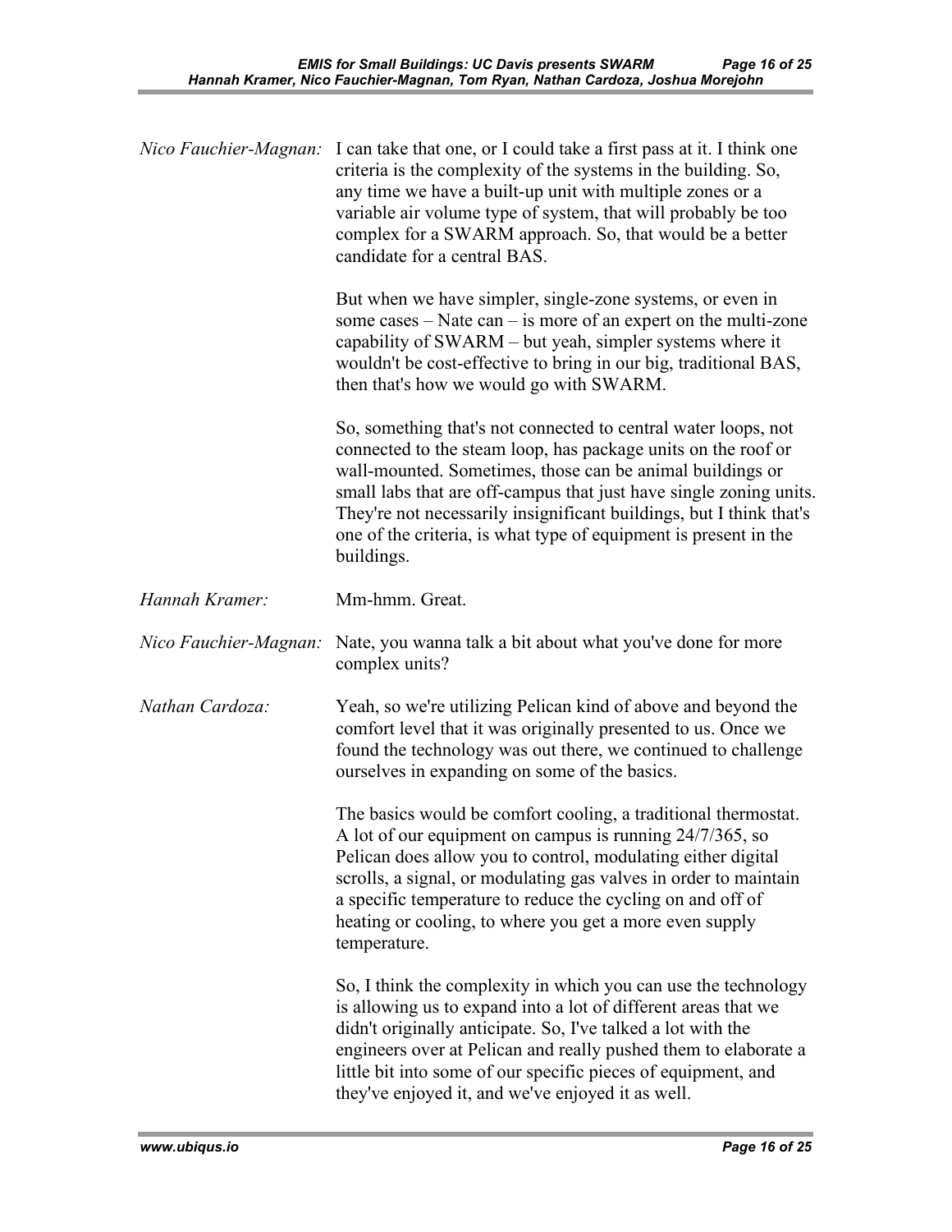*Nico Fauchier-Magnan:* I can take that one, or I could take a first pass at it. I think one criteria is the complexity of the systems in the building. So, any time we have a built-up unit with multiple zones or a variable air volume type of system, that will probably be too complex for a SWARM approach. So, that would be a better candidate for a central BAS.

But when we have simpler, single-zone systems, or even in some cases – Nate can – is more of an expert on the multi-zone capability of SWARM – but yeah, simpler systems where it wouldn't be cost-effective to bring in our big, traditional BAS, then that's how we would go with SWARM.

So, something that's not connected to central water loops, not connected to the steam loop, has package units on the roof or wall-mounted. Sometimes, those can be animal buildings or small labs that are off-campus that just have single zoning units. They're not necessarily insignificant buildings, but I think that's one of the criteria, is what type of equipment is present in the buildings.

*Hannah Kramer:* Mm-hmm. Great.

*Nico Fauchier-Magnan:* Nate, you wanna talk a bit about what you've done for more complex units?

*Nathan Cardoza:* Yeah, so we're utilizing Pelican kind of above and beyond the comfort level that it was originally presented to us. Once we found the technology was out there, we continued to challenge ourselves in expanding on some of the basics.

The basics would be comfort cooling, a traditional thermostat. A lot of our equipment on campus is running 24/7/365, so Pelican does allow you to control, modulating either digital scrolls, a signal, or modulating gas valves in order to maintain a specific temperature to reduce the cycling on and off of heating or cooling, to where you get a more even supply temperature.

So, I think the complexity in which you can use the technology is allowing us to expand into a lot of different areas that we didn't originally anticipate. So, I've talked a lot with the engineers over at Pelican and really pushed them to elaborate a little bit into some of our specific pieces of equipment, and they've enjoyed it, and we've enjoyed it as well.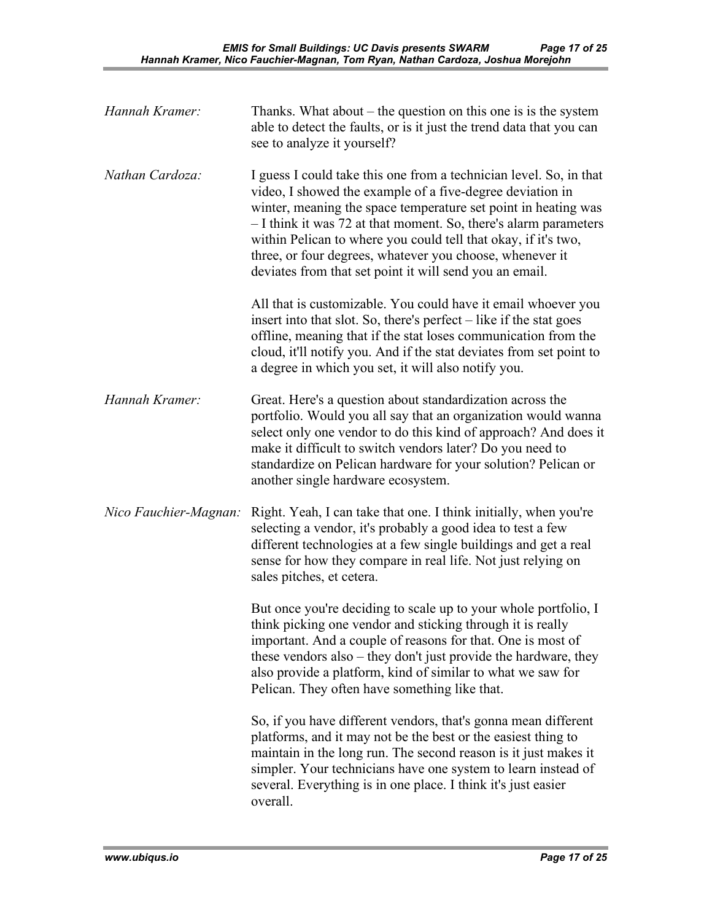*Hannah Kramer:* Thanks. What about – the question on this one is is the system able to detect the faults, or is it just the trend data that you can see to analyze it yourself?

*Nathan Cardoza:* I guess I could take this one from a technician level. So, in that video, I showed the example of a five-degree deviation in winter, meaning the space temperature set point in heating was – I think it was 72 at that moment. So, there's alarm parameters within Pelican to where you could tell that okay, if it's two, three, or four degrees, whatever you choose, whenever it deviates from that set point it will send you an email.

All that is customizable. You could have it email whoever you insert into that slot. So, there's perfect – like if the stat goes offline, meaning that if the stat loses communication from the cloud, it'll notify you. And if the stat deviates from set point to a degree in which you set, it will also notify you.

*Hannah Kramer:* Great. Here's a question about standardization across the portfolio. Would you all say that an organization would wanna select only one vendor to do this kind of approach? And does it make it difficult to switch vendors later? Do you need to standardize on Pelican hardware for your solution? Pelican or another single hardware ecosystem.

*Nico Fauchier-Magnan:* Right. Yeah, I can take that one. I think initially, when you're selecting a vendor, it's probably a good idea to test a few different technologies at a few single buildings and get a real sense for how they compare in real life. Not just relying on sales pitches, et cetera.

But once you're deciding to scale up to your whole portfolio, I think picking one vendor and sticking through it is really important. And a couple of reasons for that. One is most of these vendors also – they don't just provide the hardware, they also provide a platform, kind of similar to what we saw for Pelican. They often have something like that.

So, if you have different vendors, that's gonna mean different platforms, and it may not be the best or the easiest thing to maintain in the long run. The second reason is it just makes it simpler. Your technicians have one system to learn instead of several. Everything is in one place. I think it's just easier overall.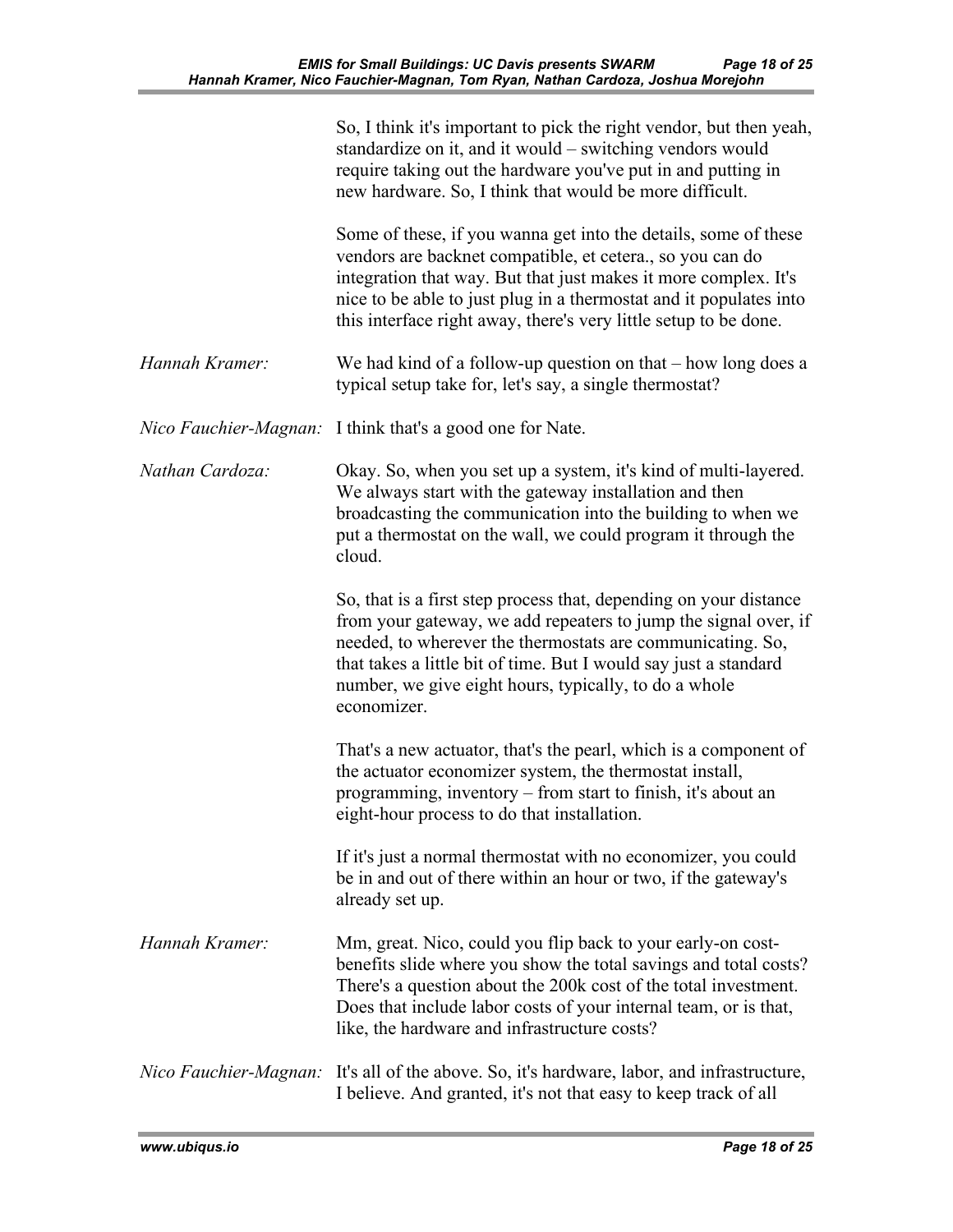So, I think it's important to pick the right vendor, but then yeah, standardize on it, and it would – switching vendors would require taking out the hardware you've put in and putting in new hardware. So, I think that would be more difficult.

Some of these, if you wanna get into the details, some of these vendors are backnet compatible, et cetera., so you can do integration that way. But that just makes it more complex. It's nice to be able to just plug in a thermostat and it populates into this interface right away, there's very little setup to be done.

*Hannah Kramer:* We had kind of a follow-up question on that – how long does a typical setup take for, let's say, a single thermostat?

*Nico Fauchier-Magnan:* I think that's a good one for Nate.

*Nathan Cardoza:* Okay. So, when you set up a system, it's kind of multi-layered. We always start with the gateway installation and then broadcasting the communication into the building to when we put a thermostat on the wall, we could program it through the cloud.

So, that is a first step process that, depending on your distance from your gateway, we add repeaters to jump the signal over, if needed, to wherever the thermostats are communicating. So, that takes a little bit of time. But I would say just a standard number, we give eight hours, typically, to do a whole economizer.

That's a new actuator, that's the pearl, which is a component of the actuator economizer system, the thermostat install, programming, inventory – from start to finish, it's about an eight-hour process to do that installation.

If it's just a normal thermostat with no economizer, you could be in and out of there within an hour or two, if the gateway's already set up.

*Hannah Kramer:* Mm, great. Nico, could you flip back to your early-on cost-benefits slide where you show the total savings and total costs? There's a question about the 200k cost of the total investment. Does that include labor costs of your internal team, or is that, like, the hardware and infrastructure costs?

*Nico Fauchier-Magnan:* It's all of the above. So, it's hardware, labor, and infrastructure, I believe. And granted, it's not that easy to keep track of all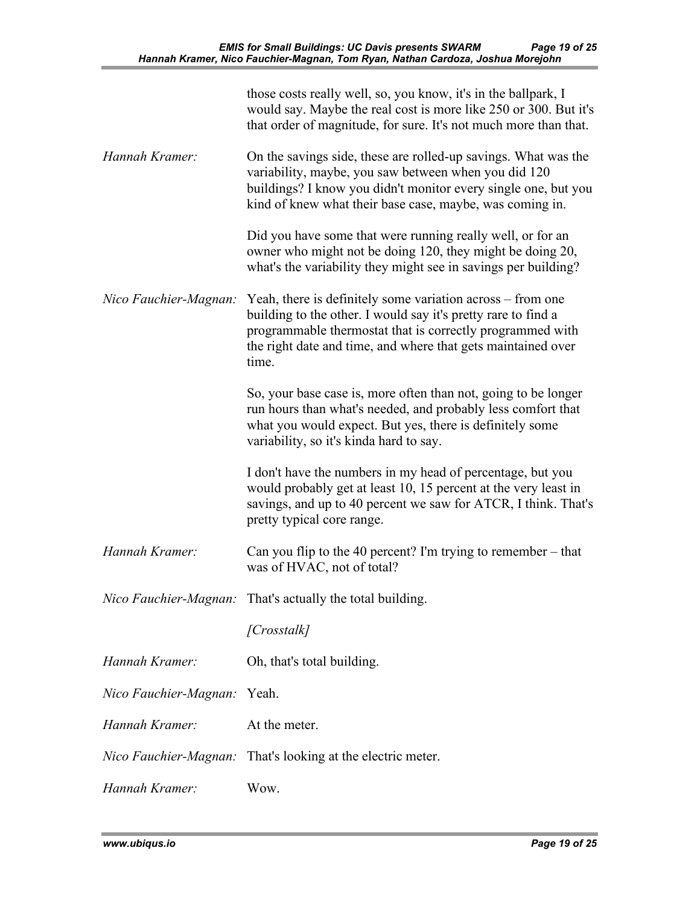those costs really well, so, you know, it's in the ballpark, I would say. Maybe the real cost is more like 250 or 300. But it's that order of magnitude, for sure. It's not much more than that.

*Hannah Kramer:* On the savings side, these are rolled-up savings. What was the variability, maybe, you saw between when you did 120 buildings? I know you didn't monitor every single one, but you kind of knew what their base case, maybe, was coming in.

Did you have some that were running really well, or for an owner who might not be doing 120, they might be doing 20, what's the variability they might see in savings per building?

*Nico Fauchier-Magnan:* Yeah, there is definitely some variation across – from one building to the other. I would say it's pretty rare to find a programmable thermostat that is correctly programmed with the right date and time, and where that gets maintained over time.

So, your base case is, more often than not, going to be longer run hours than what's needed, and probably less comfort that what you would expect. But yes, there is definitely some variability, so it's kinda hard to say.

I don't have the numbers in my head of percentage, but you would probably get at least 10, 15 percent at the very least in savings, and up to 40 percent we saw for ATCR, I think. That's pretty typical core range.

*Hannah Kramer:* Can you flip to the 40 percent? I'm trying to remember – that was of HVAC, not of total?

*Nico Fauchier-Magnan:* That's actually the total building.

*[Crosstalk]*

*Hannah Kramer:* Oh, that's total building.

*Nico Fauchier-Magnan:* Yeah.

*Hannah Kramer:* At the meter.

*Nico Fauchier-Magnan:* That's looking at the electric meter.

*Hannah Kramer:* Wow.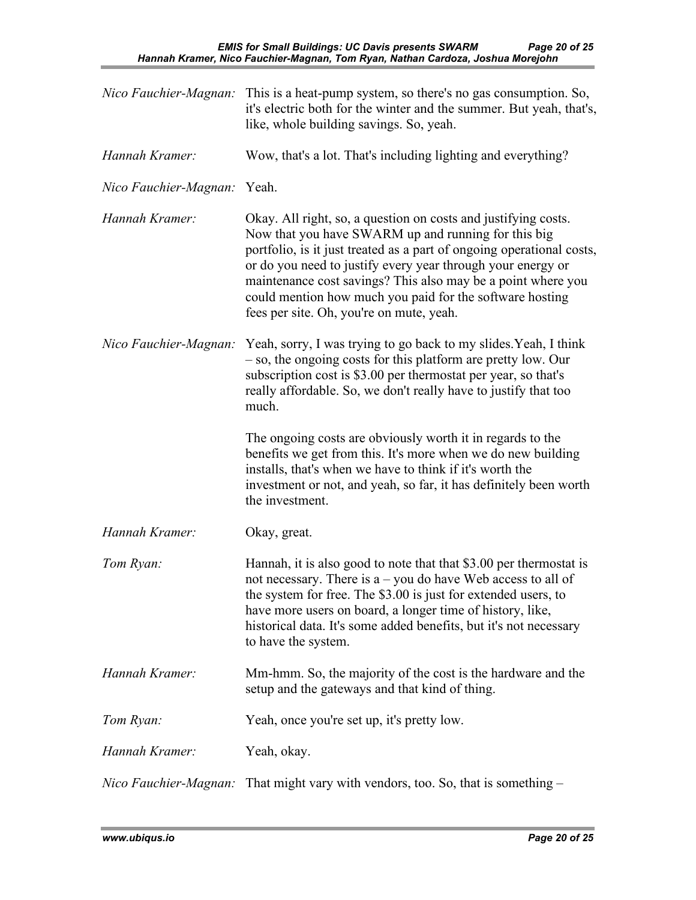*Nico Fauchier-Magnan:* This is a heat-pump system, so there's no gas consumption. So, it's electric both for the winter and the summer. But yeah, that's, like, whole building savings. So, yeah.

*Hannah Kramer:* Wow, that's a lot. That's including lighting and everything?

*Nico Fauchier-Magnan:* Yeah.

*Hannah Kramer:* Okay. All right, so, a question on costs and justifying costs. Now that you have SWARM up and running for this big portfolio, is it just treated as a part of ongoing operational costs, or do you need to justify every year through your energy or maintenance cost savings? This also may be a point where you could mention how much you paid for the software hosting fees per site. Oh, you're on mute, yeah.

*Nico Fauchier-Magnan:* Yeah, sorry, I was trying to go back to my slides.Yeah, I think – so, the ongoing costs for this platform are pretty low. Our subscription cost is $3.00 per thermostat per year, so that's really affordable. So, we don't really have to justify that too much.

The ongoing costs are obviously worth it in regards to the benefits we get from this. It's more when we do new building installs, that's when we have to think if it's worth the investment or not, and yeah, so far, it has definitely been worth the investment.

*Hannah Kramer:* Okay, great.

*Tom Ryan:* Hannah, it is also good to note that that $3.00 per thermostat is not necessary. There is a – you do have Web access to all of the system for free. The $3.00 is just for extended users, to have more users on board, a longer time of history, like, historical data. It's some added benefits, but it's not necessary to have the system.

*Hannah Kramer:* Mm-hmm. So, the majority of the cost is the hardware and the setup and the gateways and that kind of thing.

*Tom Ryan:* Yeah, once you're set up, it's pretty low.

*Hannah Kramer:* Yeah, okay.

*Nico Fauchier-Magnan:* That might vary with vendors, too. So, that is something –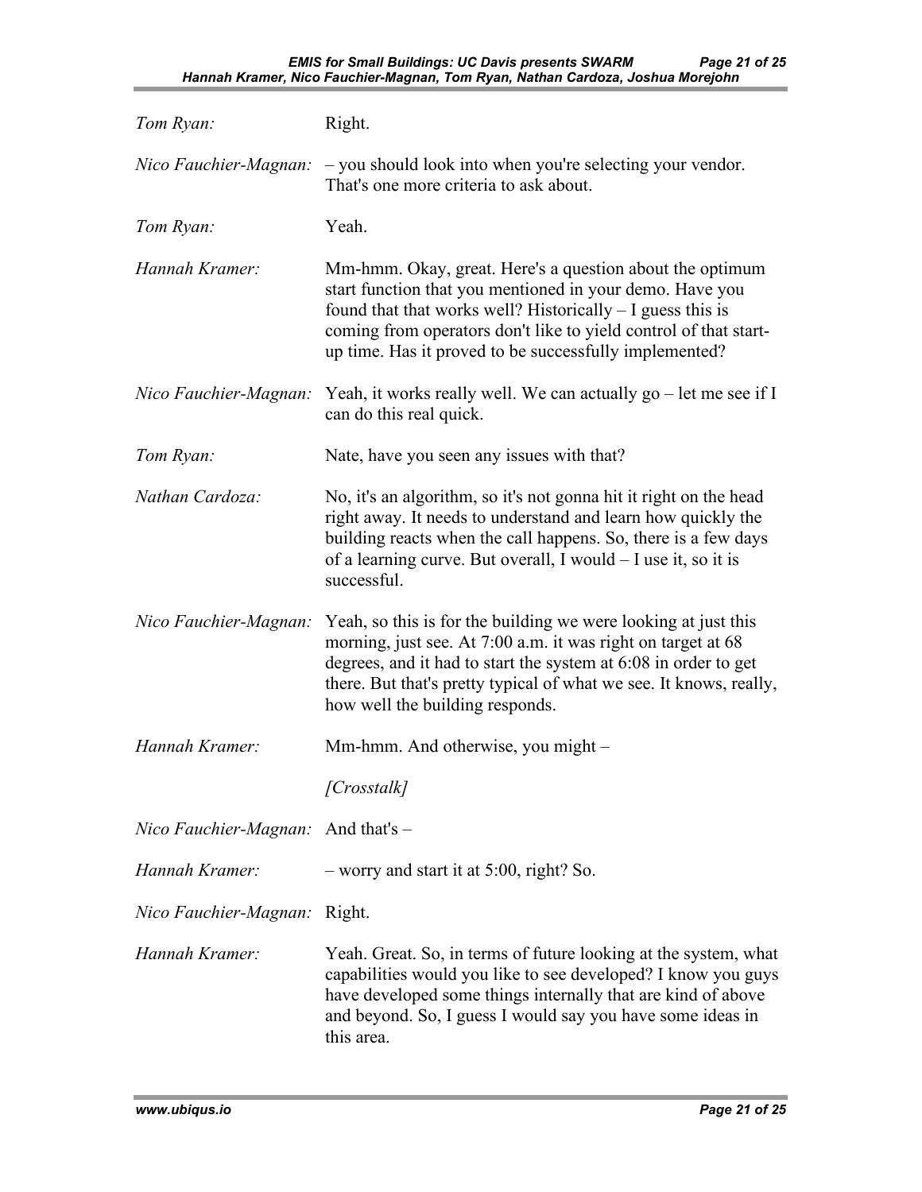*Tom Ryan:* Right.

*Nico Fauchier-Magnan:* – you should look into when you're selecting your vendor. That's one more criteria to ask about.

*Tom Ryan:* Yeah.

*Hannah Kramer:* Mm-hmm. Okay, great. Here's a question about the optimum start function that you mentioned in your demo. Have you found that that works well? Historically – I guess this is coming from operators don't like to yield control of that start-up time. Has it proved to be successfully implemented?

*Nico Fauchier-Magnan:* Yeah, it works really well. We can actually go – let me see if I can do this real quick.

*Tom Ryan:* Nate, have you seen any issues with that?

*Nathan Cardoza:* No, it's an algorithm, so it's not gonna hit it right on the head right away. It needs to understand and learn how quickly the building reacts when the call happens. So, there is a few days of a learning curve. But overall, I would – I use it, so it is successful.

*Nico Fauchier-Magnan:* Yeah, so this is for the building we were looking at just this morning, just see. At 7:00 a.m. it was right on target at 68 degrees, and it had to start the system at 6:08 in order to get there. But that's pretty typical of what we see. It knows, really, how well the building responds.

*Hannah Kramer:* Mm-hmm. And otherwise, you might –

*[Crosstalk]*

*Nico Fauchier-Magnan:* And that's –

*Hannah Kramer:* – worry and start it at 5:00, right? So.

*Nico Fauchier-Magnan:* Right.

*Hannah Kramer:* Yeah. Great. So, in terms of future looking at the system, what capabilities would you like to see developed? I know you guys have developed some things internally that are kind of above and beyond. So, I guess I would say you have some ideas in this area.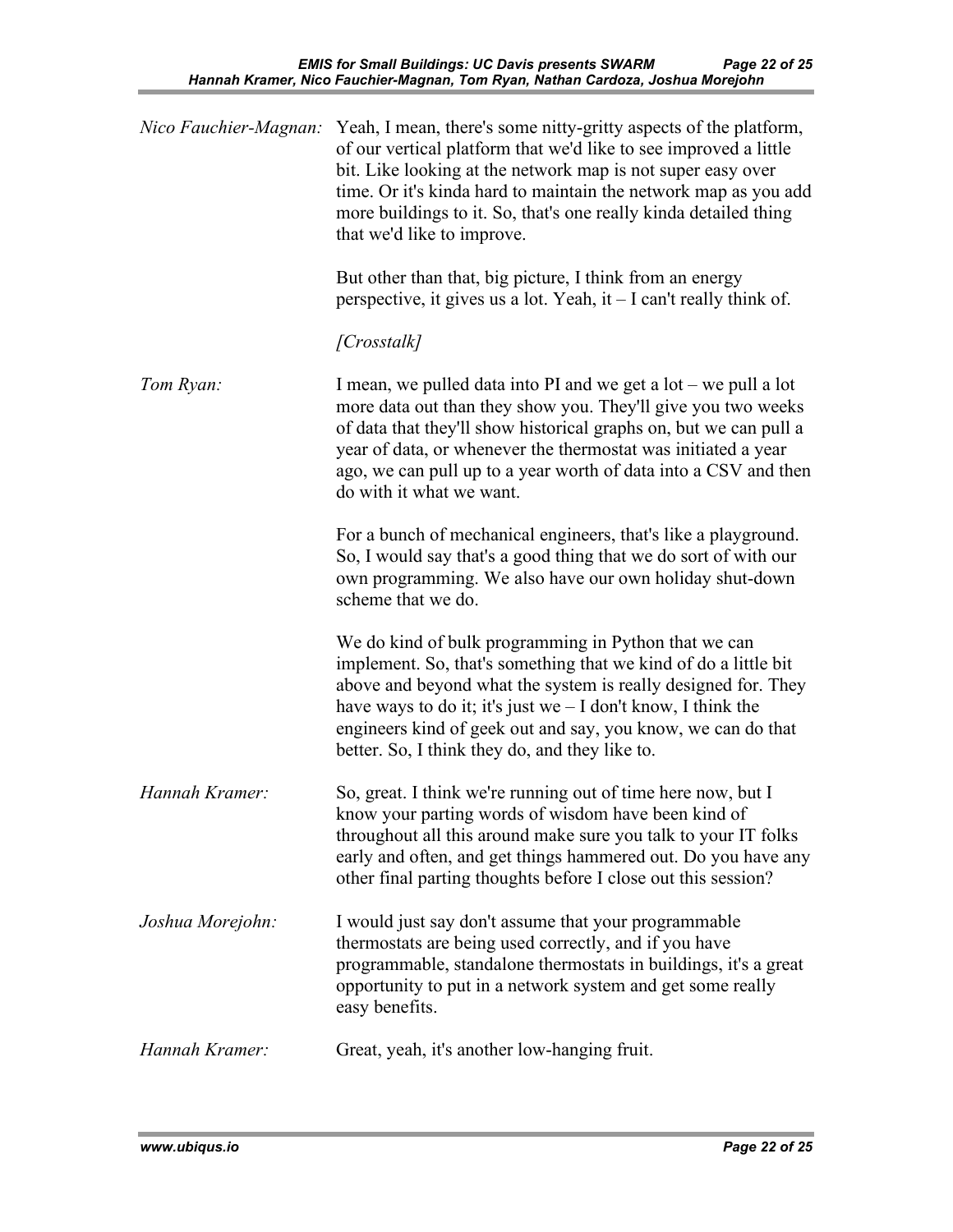*Nico Fauchier-Magnan:* Yeah, I mean, there's some nitty-gritty aspects of the platform, of our vertical platform that we'd like to see improved a little bit. Like looking at the network map is not super easy over time. Or it's kinda hard to maintain the network map as you add more buildings to it. So, that's one really kinda detailed thing that we'd like to improve.

But other than that, big picture, I think from an energy perspective, it gives us a lot. Yeah, it – I can't really think of.

*[Crosstalk]*

*Tom Ryan:* I mean, we pulled data into PI and we get a lot – we pull a lot more data out than they show you. They'll give you two weeks of data that they'll show historical graphs on, but we can pull a year of data, or whenever the thermostat was initiated a year ago, we can pull up to a year worth of data into a CSV and then do with it what we want.

For a bunch of mechanical engineers, that's like a playground. So, I would say that's a good thing that we do sort of with our own programming. We also have our own holiday shut-down scheme that we do.

We do kind of bulk programming in Python that we can implement. So, that's something that we kind of do a little bit above and beyond what the system is really designed for. They have ways to do it; it's just we – I don't know, I think the engineers kind of geek out and say, you know, we can do that better. So, I think they do, and they like to.

*Hannah Kramer:* So, great. I think we're running out of time here now, but I know your parting words of wisdom have been kind of throughout all this around make sure you talk to your IT folks early and often, and get things hammered out. Do you have any other final parting thoughts before I close out this session?

*Joshua Morejohn:* I would just say don't assume that your programmable thermostats are being used correctly, and if you have programmable, standalone thermostats in buildings, it's a great opportunity to put in a network system and get some really easy benefits.

*Hannah Kramer:* Great, yeah, it's another low-hanging fruit.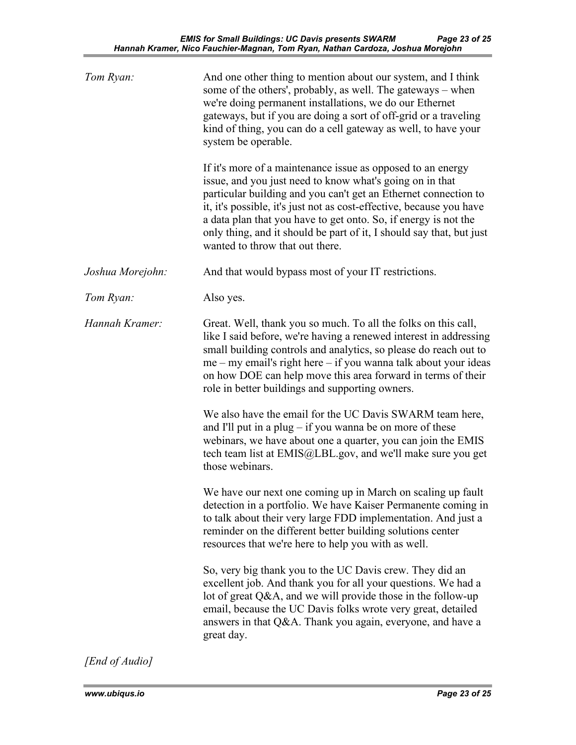*Tom Ryan:* And one other thing to mention about our system, and I think some of the others', probably, as well. The gateways – when we're doing permanent installations, we do our Ethernet gateways, but if you are doing a sort of off-grid or a traveling kind of thing, you can do a cell gateway as well, to have your system be operable.

If it's more of a maintenance issue as opposed to an energy issue, and you just need to know what's going on in that particular building and you can't get an Ethernet connection to it, it's possible, it's just not as cost-effective, because you have a data plan that you have to get onto. So, if energy is not the only thing, and it should be part of it, I should say that, but just wanted to throw that out there.

*Joshua Morejohn:* And that would bypass most of your IT restrictions.

*Tom Ryan:* Also yes.

*Hannah Kramer:* Great. Well, thank you so much. To all the folks on this call, like I said before, we're having a renewed interest in addressing small building controls and analytics, so please do reach out to me – my email's right here – if you wanna talk about your ideas on how DOE can help move this area forward in terms of their role in better buildings and supporting owners.

We also have the email for the UC Davis SWARM team here, and I'll put in a plug – if you wanna be on more of these webinars, we have about one a quarter, you can join the EMIS tech team list at EMIS@LBL.gov, and we'll make sure you get those webinars.

We have our next one coming up in March on scaling up fault detection in a portfolio. We have Kaiser Permanente coming in to talk about their very large FDD implementation. And just a reminder on the different better building solutions center resources that we're here to help you with as well.

So, very big thank you to the UC Davis crew. They did an excellent job. And thank you for all your questions. We had a lot of great Q&A, and we will provide those in the follow-up email, because the UC Davis folks wrote very great, detailed answers in that Q&A. Thank you again, everyone, and have a great day.

*[End of Audio]*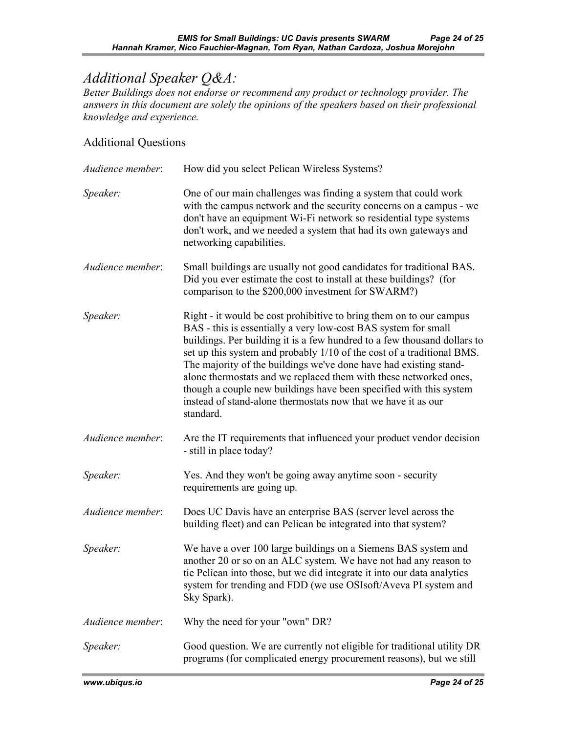# *Additional Speaker Q&A:*

*Better Buildings does not endorse or recommend any product or technology provider. The answers in this document are solely the opinions of the speakers based on their professional knowledge and experience.*

## Additional Questions

*Audience member*: How did you select Pelican Wireless Systems?

*Speaker:* One of our main challenges was finding a system that could work with the campus network and the security concerns on a campus - we don't have an equipment Wi-Fi network so residential type systems don't work, and we needed a system that had its own gateways and networking capabilities.

*Audience member*: Small buildings are usually not good candidates for traditional BAS. Did you ever estimate the cost to install at these buildings? (for comparison to the $200,000 investment for SWARM?)

*Speaker:* Right - it would be cost prohibitive to bring them on to our campus BAS - this is essentially a very low-cost BAS system for small buildings. Per building it is a few hundred to a few thousand dollars to set up this system and probably 1/10 of the cost of a traditional BMS. The majority of the buildings we've done have had existing stand-alone thermostats and we replaced them with these networked ones, though a couple new buildings have been specified with this system instead of stand-alone thermostats now that we have it as our standard.

*Audience member*: Are the IT requirements that influenced your product vendor decision - still in place today?

*Speaker:* Yes. And they won't be going away anytime soon - security requirements are going up.

*Audience member*: Does UC Davis have an enterprise BAS (server level across the building fleet) and can Pelican be integrated into that system?

*Speaker:* We have a over 100 large buildings on a Siemens BAS system and another 20 or so on an ALC system. We have not had any reason to tie the Pelican into those, but we did integrate it into our data analytics system for trending and FDD (we use OSIsoft/Aveva PI system and Sky Spark).

*Audience member*: Why the need for your "own" DR?

*Speaker:* Good question. We are currently not eligible for traditional utility DR programs (for complicated energy procurement reasons), but we still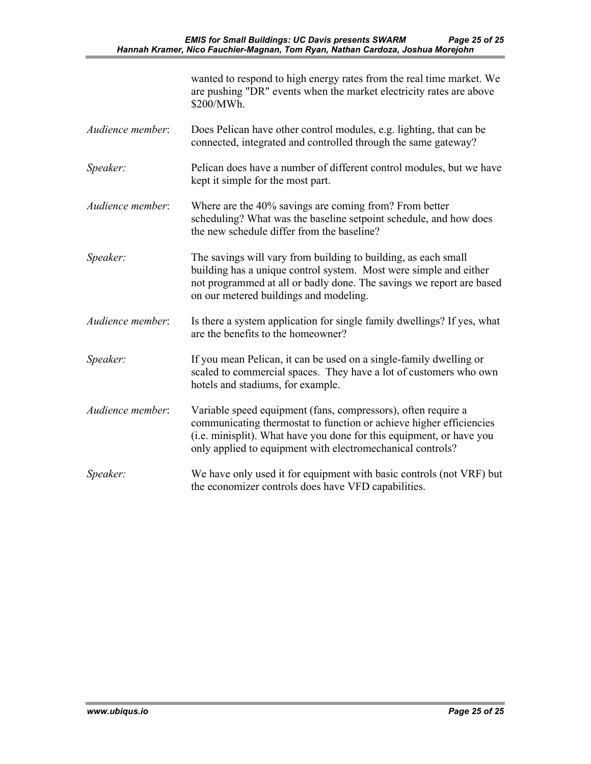wanted to respond to high energy rates from the real time market. We are pushing "DR" events when the market electricity rates are above $200/MWh.

*Audience member*: Does Pelican have other control modules, e.g. lighting, that can be connected, integrated and controlled through the same gateway?

*Speaker:* Pelican does have a number of different control modules, but we have kept it simple for the most part.

*Audience member*: Where are the 40% savings are coming from? From better scheduling? What was the baseline setpoint schedule, and how does the new schedule differ from the baseline?

*Speaker:* The savings will vary from building to building, as each small building has a unique control system. Most were simple and either not programmed at all or badly done. The savings we report are based on our metered buildings and modeling.

*Audience member*: Is there a system application for single family dwellings? If yes, what are the benefits to the homeowner?

*Speaker:* If you mean Pelican, it can be used on a single-family dwelling or scaled to commercial spaces. They have a lot of customers who own hotels and stadiums, for example.

*Audience member*: Variable speed equipment (fans, compressors), often require a communicating thermostat to function or achieve higher efficiencies (i.e. minisplit). What have you done for this equipment, or have you only applied to equipment with electromechanical controls?

*Speaker:* We have only used it for equipment with basic controls (not VRF) but the economizer controls does have VFD capabilities.